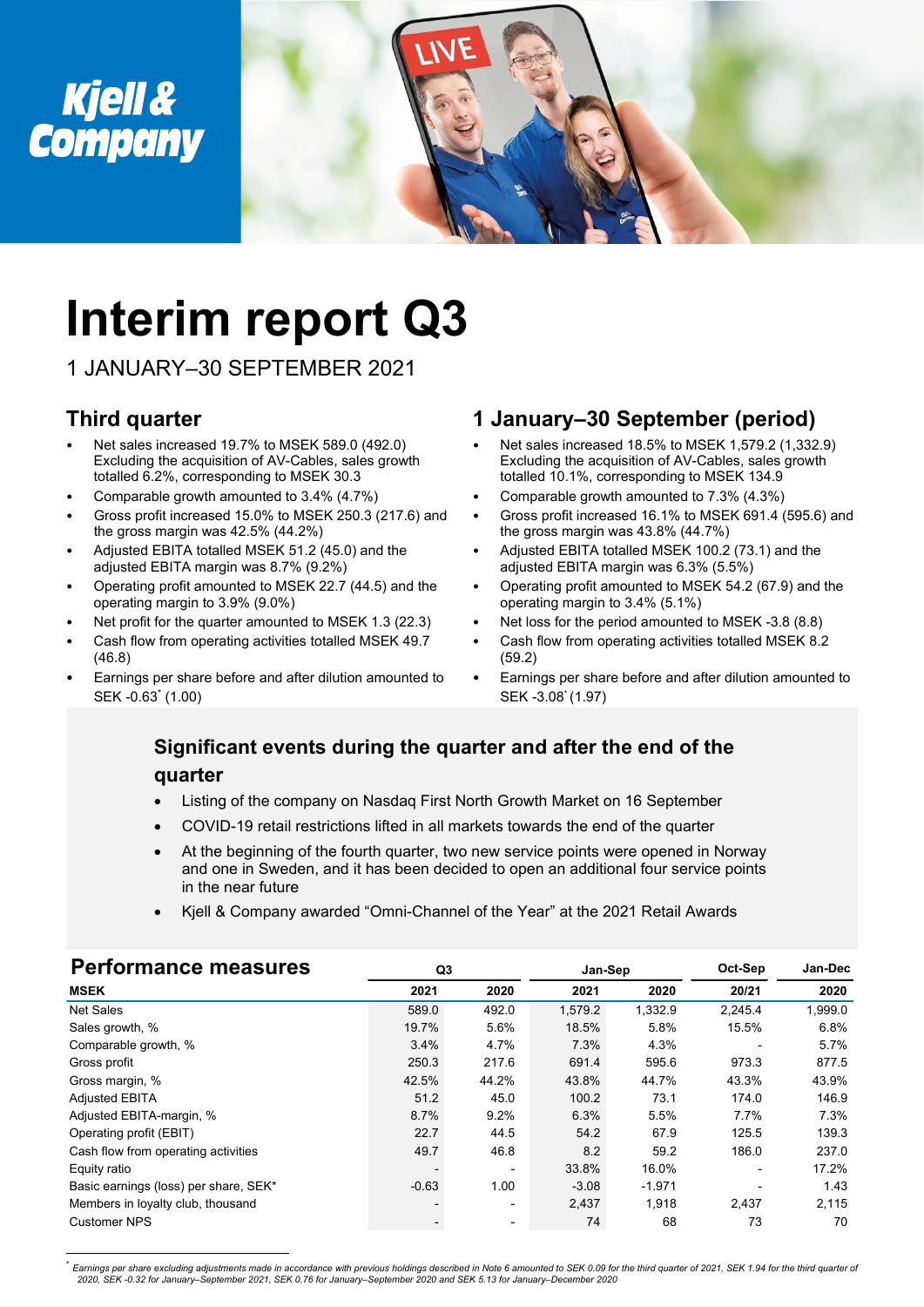# Interim report Q3

1 JANUARY–30 SEPTEMBER 2021

## Third quarter

- Net sales increased 19.7% to MSEK 589.0 (492.0) Excluding the acquisition of AV-Cables, sales growth totalled 6.2%, corresponding to MSEK 30.3
- Comparable growth amounted to 3.4% (4.7%)
- Gross profit increased 15.0% to MSEK 250.3 (217.6) and the gross margin was 42.5% (44.2%)
- Adjusted EBITA totalled MSEK 51.2 (45.0) and the adjusted EBITA margin was 8.7% (9.2%)
- Operating profit amounted to MSEK 22.7 (44.5) and the operating margin to 3.9% (9.0%)
- Net profit for the quarter amounted to MSEK 1.3 (22.3)
- Cash flow from operating activities totalled MSEK 49.7 (46.8)
- Earnings per share before and after dilution amounted to SEK -0.63* (1.00)

## 1 January–30 September (period)

- Net sales increased 18.5% to MSEK 1,579.2 (1,332.9) Excluding the acquisition of AV-Cables, sales growth totalled 10.1%, corresponding to MSEK 134.9
- Comparable growth amounted to 7.3% (4.3%)
- Gross profit increased 16.1% to MSEK 691.4 (595.6) and the gross margin was 43.8% (44.7%)
- Adjusted EBITA totalled MSEK 100.2 (73.1) and the adjusted EBITA margin was 6.3% (5.5%)
- Operating profit amounted to MSEK 54.2 (67.9) and the operating margin to 3.4% (5.1%)
- Net loss for the period amounted to MSEK -3.8 (8.8)
- Cash flow from operating activities totalled MSEK 8.2 (59.2)
- Earnings per share before and after dilution amounted to SEK -3.08* (1.97)

### Significant events during the quarter and after the end of the quarter

- Listing of the company on Nasdaq First North Growth Market on 16 September
- COVID-19 retail restrictions lifted in all markets towards the end of the quarter
- At the beginning of the fourth quarter, two new service points were opened in Norway and one in Sweden, and it has been decided to open an additional four service points in the near future
- Kjell & Company awarded “Omni-Channel of the Year” at the 2021 Retail Awards

## Performance measures

| | Q3 | | Jan-Sep | | Oct-Sep | Jan-Dec |
|---|---|---|---|---|---|---|
| **MSEK** | **2021** | **2020** | **2021** | **2020** | **20/21** | **2020** |
| Net Sales | 589.0 | 492.0 | 1,579.2 | 1,332.9 | 2,245.4 | 1,999.0 |
| Sales growth, % | 19.7% | 5.6% | 18.5% | 5.8% | 15.5% | 6.8% |
| Comparable growth, % | 3.4% | 4.7% | 7.3% | 4.3% | - | 5.7% |
| Gross profit | 250.3 | 217.6 | 691.4 | 595.6 | 973.3 | 877.5 |
| Gross margin, % | 42.5% | 44.2% | 43.8% | 44.7% | 43.3% | 43.9% |
| Adjusted EBITA | 51.2 | 45.0 | 100.2 | 73.1 | 174.0 | 146.9 |
| Adjusted EBITA-margin, % | 8.7% | 9.2% | 6.3% | 5.5% | 7.7% | 7.3% |
| Operating profit (EBIT) | 22.7 | 44.5 | 54.2 | 67.9 | 125.5 | 139.3 |
| Cash flow from operating activities | 49.7 | 46.8 | 8.2 | 59.2 | 186.0 | 237.0 |
| Equity ratio | - | - | 33.8% | 16.0% | - | 17.2% |
| Basic earnings (loss) per share, SEK* | -0.63 | 1.00 | -3.08 | -1.971 | - | 1.43 |
| Members in loyalty club, thousand | - | - | 2,437 | 1,918 | 2,437 | 2,115 |
| Customer NPS | - | - | 74 | 68 | 73 | 70 |

* *Earnings per share excluding adjustments made in accordance with previous holdings described in Note 6 amounted to SEK 0.09 for the third quarter of 2021, SEK 1.94 for the third quarter of 2020, SEK -0.32 for January–September 2021, SEK 0.76 for January–September 2020 and SEK 5.13 for January–December 2020*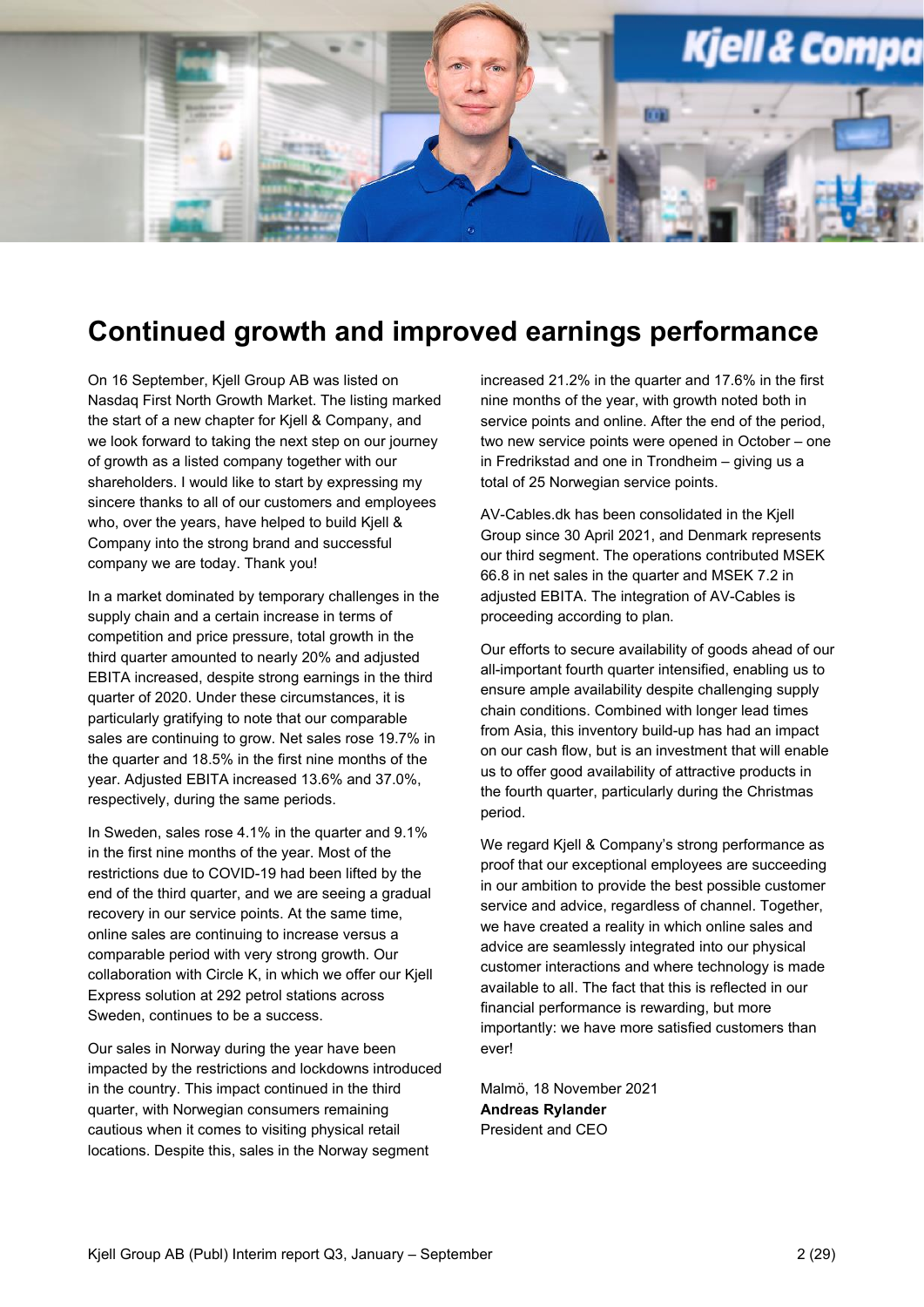# Continued growth and improved earnings performance

On 16 September, Kjell Group AB was listed on Nasdaq First North Growth Market. The listing marked the start of a new chapter for Kjell & Company, and we look forward to taking the next step on our journey of growth as a listed company together with our shareholders. I would like to start by expressing my sincere thanks to all of our customers and employees who, over the years, have helped to build Kjell & Company into the strong brand and successful company we are today. Thank you!

In a market dominated by temporary challenges in the supply chain and a certain increase in terms of competition and price pressure, total growth in the third quarter amounted to nearly 20% and adjusted EBITA increased, despite strong earnings in the third quarter of 2020. Under these circumstances, it is particularly gratifying to note that our comparable sales are continuing to grow. Net sales rose 19.7% in the quarter and 18.5% in the first nine months of the year. Adjusted EBITA increased 13.6% and 37.0%, respectively, during the same periods.

In Sweden, sales rose 4.1% in the quarter and 9.1% in the first nine months of the year. Most of the restrictions due to COVID-19 had been lifted by the end of the third quarter, and we are seeing a gradual recovery in our service points. At the same time, online sales are continuing to increase versus a comparable period with very strong growth. Our collaboration with Circle K, in which we offer our Kjell Express solution at 292 petrol stations across Sweden, continues to be a success.

Our sales in Norway during the year have been impacted by the restrictions and lockdowns introduced in the country. This impact continued in the third quarter, with Norwegian consumers remaining cautious when it comes to visiting physical retail locations. Despite this, sales in the Norway segment increased 21.2% in the quarter and 17.6% in the first nine months of the year, with growth noted both in service points and online. After the end of the period, two new service points were opened in October – one in Fredrikstad and one in Trondheim – giving us a total of 25 Norwegian service points.

AV-Cables.dk has been consolidated in the Kjell Group since 30 April 2021, and Denmark represents our third segment. The operations contributed MSEK 66.8 in net sales in the quarter and MSEK 7.2 in adjusted EBITA. The integration of AV-Cables is proceeding according to plan.

Our efforts to secure availability of goods ahead of our all-important fourth quarter intensified, enabling us to ensure ample availability despite challenging supply chain conditions. Combined with longer lead times from Asia, this inventory build-up has had an impact on our cash flow, but is an investment that will enable us to offer good availability of attractive products in the fourth quarter, particularly during the Christmas period.

We regard Kjell & Company's strong performance as proof that our exceptional employees are succeeding in our ambition to provide the best possible customer service and advice, regardless of channel. Together, we have created a reality in which online sales and advice are seamlessly integrated into our physical customer interactions and where technology is made available to all. The fact that this is reflected in our financial performance is rewarding, but more importantly: we have more satisfied customers than ever!

Malmö, 18 November 2021
**Andreas Rylander**
President and CEO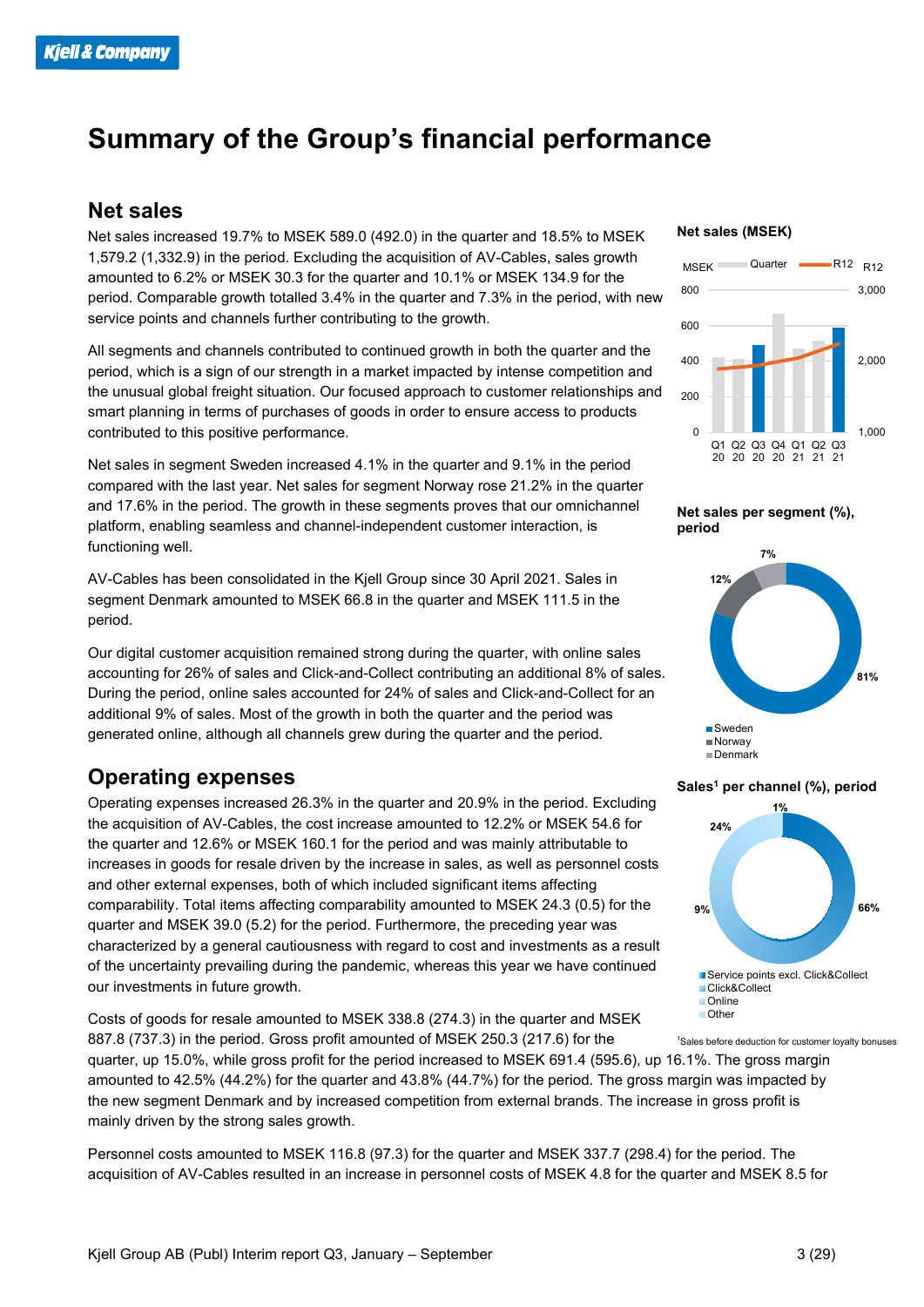# Summary of the Group's financial performance

## Net sales

Net sales increased 19.7% to MSEK 589.0 (492.0) in the quarter and 18.5% to MSEK 1,579.2 (1,332.9) in the period. Excluding the acquisition of AV-Cables, sales growth amounted to 6.2% or MSEK 30.3 for the quarter and 10.1% or MSEK 134.9 for the period. Comparable growth totalled 3.4% in the quarter and 7.3% in the period, with new service points and channels further contributing to the growth.

All segments and channels contributed to continued growth in both the quarter and the period, which is a sign of our strength in a market impacted by intense competition and the unusual global freight situation. Our focused approach to customer relationships and smart planning in terms of purchases of goods in order to ensure access to products contributed to this positive performance.

Net sales in segment Sweden increased 4.1% in the quarter and 9.1% in the period compared with the last year. Net sales for segment Norway rose 21.2% in the quarter and 17.6% in the period. The growth in these segments proves that our omnichannel platform, enabling seamless and channel-independent customer interaction, is functioning well.

AV-Cables has been consolidated in the Kjell Group since 30 April 2021. Sales in segment Denmark amounted to MSEK 66.8 in the quarter and MSEK 111.5 in the period.

Our digital customer acquisition remained strong during the quarter, with online sales accounting for 26% of sales and Click-and-Collect contributing an additional 8% of sales. During the period, online sales accounted for 24% of sales and Click-and-Collect for an additional 9% of sales. Most of the growth in both the quarter and the period was generated online, although all channels grew during the quarter and the period.

**Net sales (MSEK)**

**Net sales per segment (%), period**

Sweden 81%, Norway 12%, Denmark 7%

**Sales[1] per channel (%), period**

Service points excl. Click&Collect 66%, Click&Collect 9%, Online 24%, Other 1%

[1]Sales before deduction for customer loyalty bonuses

## Operating expenses

Operating expenses increased 26.3% in the quarter and 20.9% in the period. Excluding the acquisition of AV-Cables, the cost increase amounted to 12.2% or MSEK 54.6 for the quarter and 12.6% or MSEK 160.1 for the period and was mainly attributable to increases in goods for resale driven by the increase in sales, as well as personnel costs and other external expenses, both of which included significant items affecting comparability. Total items affecting comparability amounted to MSEK 24.3 (0.5) for the quarter and MSEK 39.0 (5.2) for the period. Furthermore, the preceding year was characterized by a general cautiousness with regard to cost and investments as a result of the uncertainty prevailing during the pandemic, whereas this year we have continued our investments in future growth.

Costs of goods for resale amounted to MSEK 338.8 (274.3) in the quarter and MSEK 887.8 (737.3) in the period. Gross profit amounted of MSEK 250.3 (217.6) for the quarter, up 15.0%, while gross profit for the period increased to MSEK 691.4 (595.6), up 16.1%. The gross margin amounted to 42.5% (44.2%) for the quarter and 43.8% (44.7%) for the period. The gross margin was impacted by the new segment Denmark and by increased competition from external brands. The increase in gross profit is mainly driven by the strong sales growth.

Personnel costs amounted to MSEK 116.8 (97.3) for the quarter and MSEK 337.7 (298.4) for the period. The acquisition of AV-Cables resulted in an increase in personnel costs of MSEK 4.8 for the quarter and MSEK 8.5 for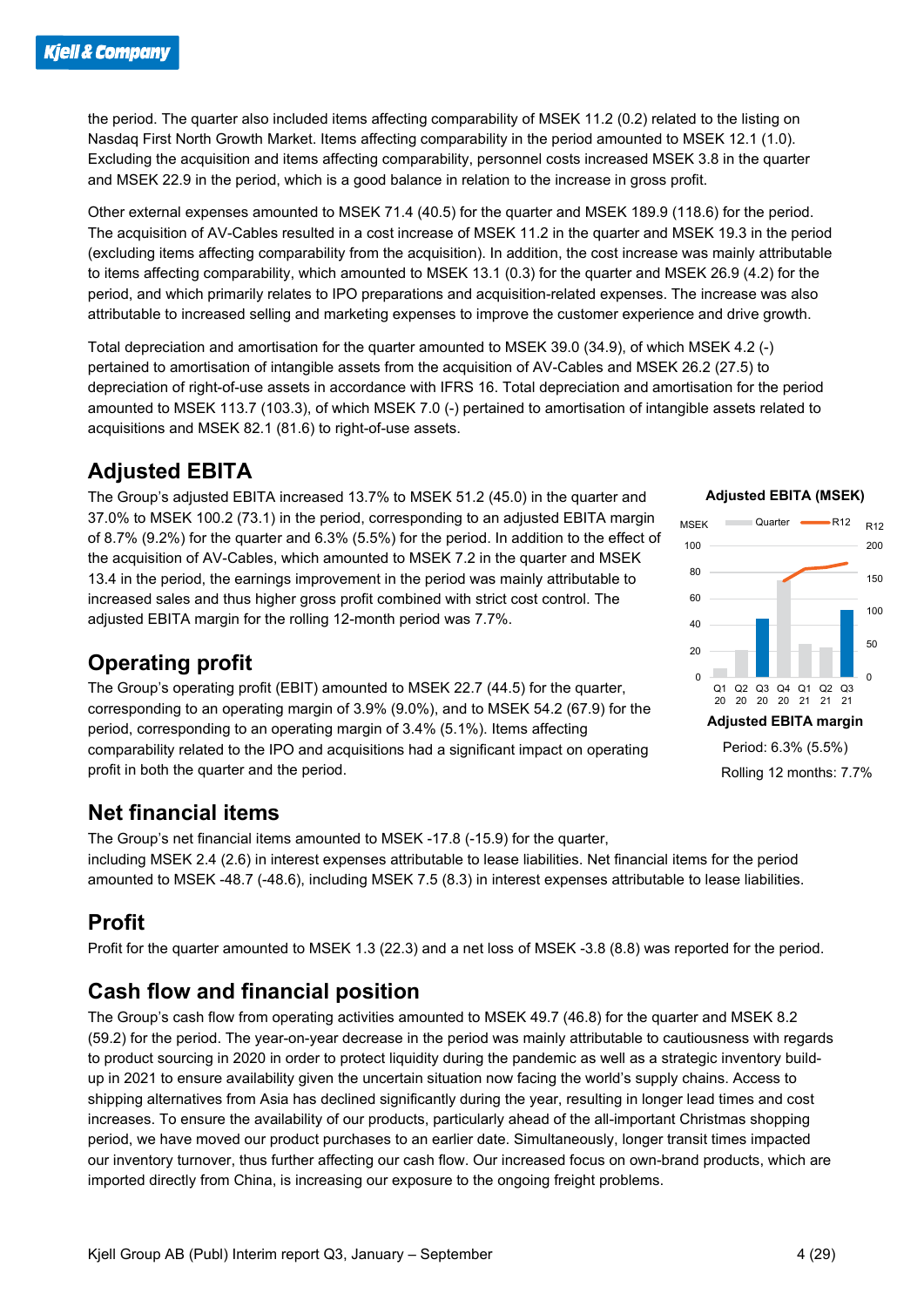the period. The quarter also included items affecting comparability of MSEK 11.2 (0.2) related to the listing on Nasdaq First North Growth Market. Items affecting comparability in the period amounted to MSEK 12.1 (1.0). Excluding the acquisition and items affecting comparability, personnel costs increased MSEK 3.8 in the quarter and MSEK 22.9 in the period, which is a good balance in relation to the increase in gross profit.

Other external expenses amounted to MSEK 71.4 (40.5) for the quarter and MSEK 189.9 (118.6) for the period. The acquisition of AV-Cables resulted in a cost increase of MSEK 11.2 in the quarter and MSEK 19.3 in the period (excluding items affecting comparability from the acquisition). In addition, the cost increase was mainly attributable to items affecting comparability, which amounted to MSEK 13.1 (0.3) for the quarter and MSEK 26.9 (4.2) for the period, and which primarily relates to IPO preparations and acquisition-related expenses. The increase was also attributable to increased selling and marketing expenses to improve the customer experience and drive growth.

Total depreciation and amortisation for the quarter amounted to MSEK 39.0 (34.9), of which MSEK 4.2 (-) pertained to amortisation of intangible assets from the acquisition of AV-Cables and MSEK 26.2 (27.5) to depreciation of right-of-use assets in accordance with IFRS 16. Total depreciation and amortisation for the period amounted to MSEK 113.7 (103.3), of which MSEK 7.0 (-) pertained to amortisation of intangible assets related to acquisitions and MSEK 82.1 (81.6) to right-of-use assets.

## Adjusted EBITA

The Group's adjusted EBITA increased 13.7% to MSEK 51.2 (45.0) in the quarter and 37.0% to MSEK 100.2 (73.1) in the period, corresponding to an adjusted EBITA margin of 8.7% (9.2%) for the quarter and 6.3% (5.5%) for the period. In addition to the effect of the acquisition of AV-Cables, which amounted to MSEK 7.2 in the quarter and MSEK 13.4 in the period, the earnings improvement in the period was mainly attributable to increased sales and thus higher gross profit combined with strict cost control. The adjusted EBITA margin for the rolling 12-month period was 7.7%.

**Adjusted EBITA (MSEK)**

**Adjusted EBITA margin**

Period: 6.3% (5.5%)

Rolling 12 months: 7.7%

## Operating profit

The Group's operating profit (EBIT) amounted to MSEK 22.7 (44.5) for the quarter, corresponding to an operating margin of 3.9% (9.0%), and to MSEK 54.2 (67.9) for the period, corresponding to an operating margin of 3.4% (5.1%). Items affecting comparability related to the IPO and acquisitions had a significant impact on operating profit in both the quarter and the period.

## Net financial items

The Group's net financial items amounted to MSEK -17.8 (-15.9) for the quarter, including MSEK 2.4 (2.6) in interest expenses attributable to lease liabilities. Net financial items for the period amounted to MSEK -48.7 (-48.6), including MSEK 7.5 (8.3) in interest expenses attributable to lease liabilities.

## Profit

Profit for the quarter amounted to MSEK 1.3 (22.3) and a net loss of MSEK -3.8 (8.8) was reported for the period.

## Cash flow and financial position

The Group's cash flow from operating activities amounted to MSEK 49.7 (46.8) for the quarter and MSEK 8.2 (59.2) for the period. The year-on-year decrease in the period was mainly attributable to cautiousness with regards to product sourcing in 2020 in order to protect liquidity during the pandemic as well as a strategic inventory build-up in 2021 to ensure availability given the uncertain situation now facing the world's supply chains. Access to shipping alternatives from Asia has declined significantly during the year, resulting in longer lead times and cost increases. To ensure the availability of our products, particularly ahead of the all-important Christmas shopping period, we have moved our product purchases to an earlier date. Simultaneously, longer transit times impacted our inventory turnover, thus further affecting our cash flow. Our increased focus on own-brand products, which are imported directly from China, is increasing our exposure to the ongoing freight problems.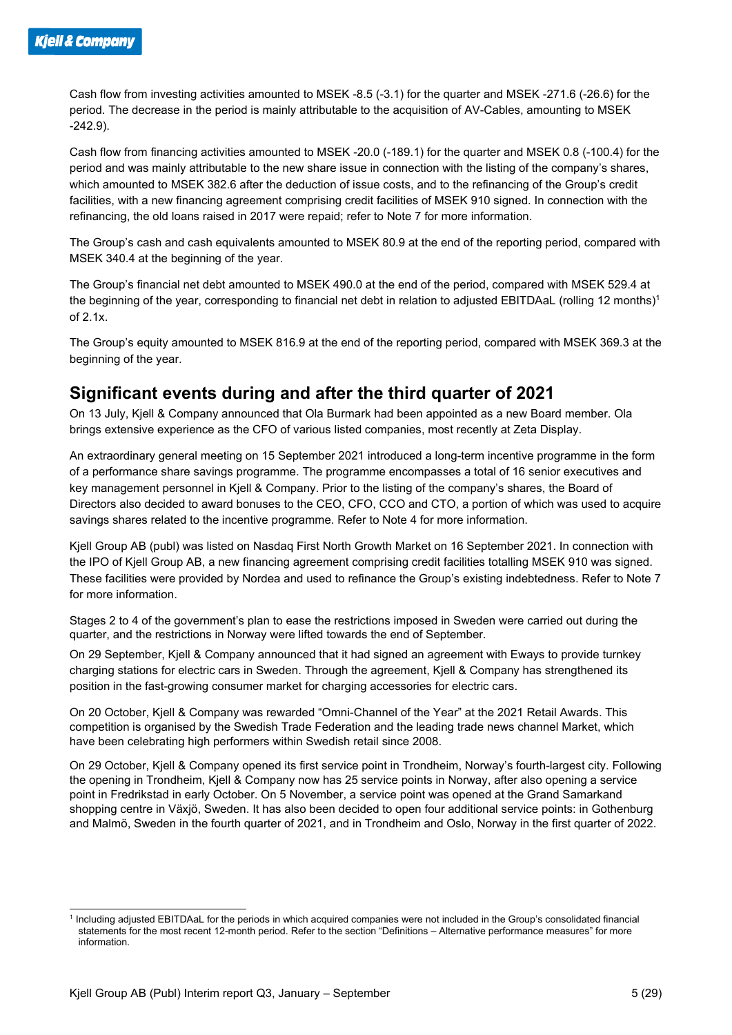Cash flow from investing activities amounted to MSEK -8.5 (-3.1) for the quarter and MSEK -271.6 (-26.6) for the period. The decrease in the period is mainly attributable to the acquisition of AV-Cables, amounting to MSEK -242.9).

Cash flow from financing activities amounted to MSEK -20.0 (-189.1) for the quarter and MSEK 0.8 (-100.4) for the period and was mainly attributable to the new share issue in connection with the listing of the company's shares, which amounted to MSEK 382.6 after the deduction of issue costs, and to the refinancing of the Group's credit facilities, with a new financing agreement comprising credit facilities of MSEK 910 signed. In connection with the refinancing, the old loans raised in 2017 were repaid; refer to Note 7 for more information.

The Group's cash and cash equivalents amounted to MSEK 80.9 at the end of the reporting period, compared with MSEK 340.4 at the beginning of the year.

The Group's financial net debt amounted to MSEK 490.0 at the end of the period, compared with MSEK 529.4 at the beginning of the year, corresponding to financial net debt in relation to adjusted EBITDAaL (rolling 12 months)[1] of 2.1x.

The Group's equity amounted to MSEK 816.9 at the end of the reporting period, compared with MSEK 369.3 at the beginning of the year.

## Significant events during and after the third quarter of 2021

On 13 July, Kjell & Company announced that Ola Burmark had been appointed as a new Board member. Ola brings extensive experience as the CFO of various listed companies, most recently at Zeta Display.

An extraordinary general meeting on 15 September 2021 introduced a long-term incentive programme in the form of a performance share savings programme. The programme encompasses a total of 16 senior executives and key management personnel in Kjell & Company. Prior to the listing of the company's shares, the Board of Directors also decided to award bonuses to the CEO, CFO, CCO and CTO, a portion of which was used to acquire savings shares related to the incentive programme. Refer to Note 4 for more information.

Kjell Group AB (publ) was listed on Nasdaq First North Growth Market on 16 September 2021. In connection with the IPO of Kjell Group AB, a new financing agreement comprising credit facilities totalling MSEK 910 was signed. These facilities were provided by Nordea and used to refinance the Group's existing indebtedness. Refer to Note 7 for more information.

Stages 2 to 4 of the government's plan to ease the restrictions imposed in Sweden were carried out during the quarter, and the restrictions in Norway were lifted towards the end of September.

On 29 September, Kjell & Company announced that it had signed an agreement with Eways to provide turnkey charging stations for electric cars in Sweden. Through the agreement, Kjell & Company has strengthened its position in the fast-growing consumer market for charging accessories for electric cars.

On 20 October, Kjell & Company was rewarded "Omni-Channel of the Year" at the 2021 Retail Awards. This competition is organised by the Swedish Trade Federation and the leading trade news channel Market, which have been celebrating high performers within Swedish retail since 2008.

On 29 October, Kjell & Company opened its first service point in Trondheim, Norway's fourth-largest city. Following the opening in Trondheim, Kjell & Company now has 25 service points in Norway, after also opening a service point in Fredrikstad in early October. On 5 November, a service point was opened at the Grand Samarkand shopping centre in Växjö, Sweden. It has also been decided to open four additional service points: in Gothenburg and Malmö, Sweden in the fourth quarter of 2021, and in Trondheim and Oslo, Norway in the first quarter of 2022.

---

[1] Including adjusted EBITDAaL for the periods in which acquired companies were not included in the Group's consolidated financial statements for the most recent 12-month period. Refer to the section "Definitions – Alternative performance measures" for more information.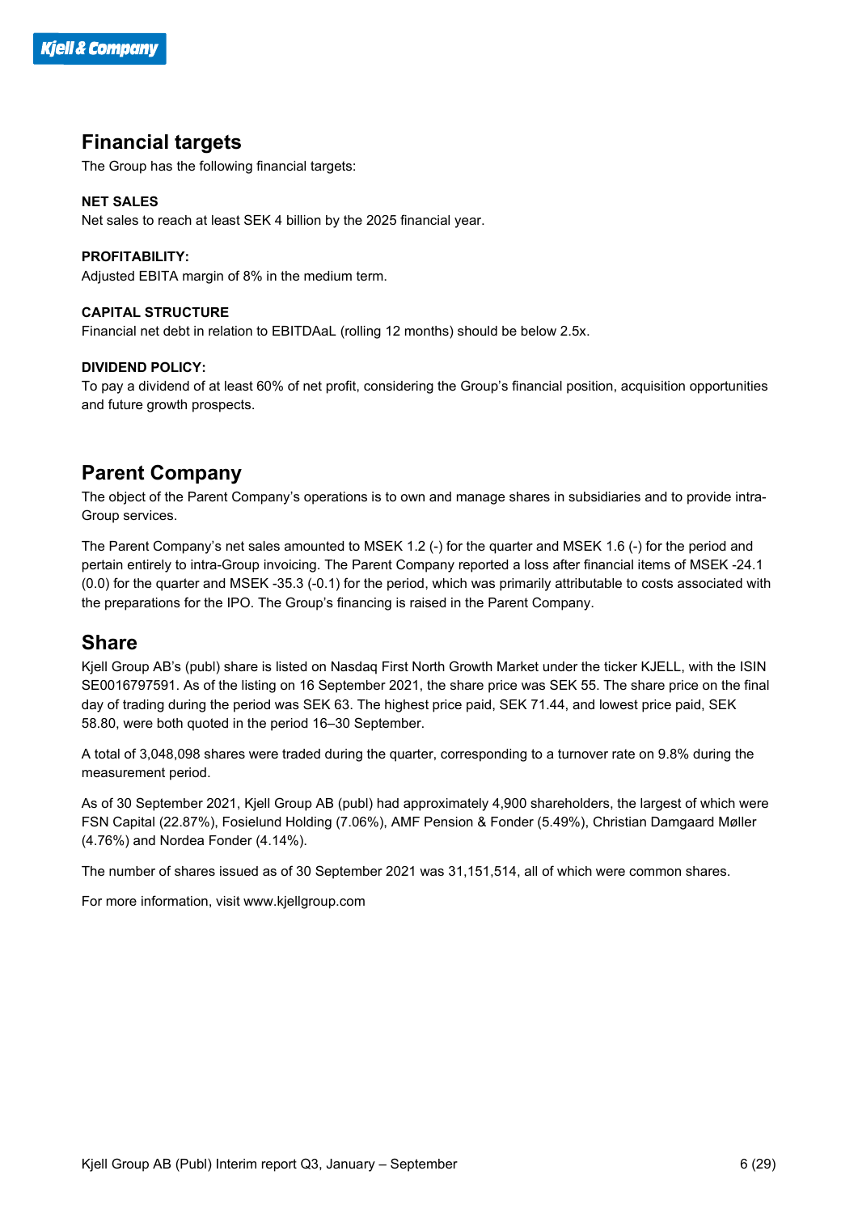## Financial targets

The Group has the following financial targets:

**NET SALES**

Net sales to reach at least SEK 4 billion by the 2025 financial year.

**PROFITABILITY:**

Adjusted EBITA margin of 8% in the medium term.

**CAPITAL STRUCTURE**

Financial net debt in relation to EBITDAaL (rolling 12 months) should be below 2.5x.

**DIVIDEND POLICY:**

To pay a dividend of at least 60% of net profit, considering the Group's financial position, acquisition opportunities and future growth prospects.

## Parent Company

The object of the Parent Company's operations is to own and manage shares in subsidiaries and to provide intra-Group services.

The Parent Company's net sales amounted to MSEK 1.2 (-) for the quarter and MSEK 1.6 (-) for the period and pertain entirely to intra-Group invoicing. The Parent Company reported a loss after financial items of MSEK -24.1 (0.0) for the quarter and MSEK -35.3 (-0.1) for the period, which was primarily attributable to costs associated with the preparations for the IPO. The Group's financing is raised in the Parent Company.

## Share

Kjell Group AB's (publ) share is listed on Nasdaq First North Growth Market under the ticker KJELL, with the ISIN SE0016797591. As of the listing on 16 September 2021, the share price was SEK 55. The share price on the final day of trading during the period was SEK 63. The highest price paid, SEK 71.44, and lowest price paid, SEK 58.80, were both quoted in the period 16–30 September.

A total of 3,048,098 shares were traded during the quarter, corresponding to a turnover rate on 9.8% during the measurement period.

As of 30 September 2021, Kjell Group AB (publ) had approximately 4,900 shareholders, the largest of which were FSN Capital (22.87%), Fosielund Holding (7.06%), AMF Pension & Fonder (5.49%), Christian Damgaard Møller (4.76%) and Nordea Fonder (4.14%).

The number of shares issued as of 30 September 2021 was 31,151,514, all of which were common shares.

For more information, visit www.kjellgroup.com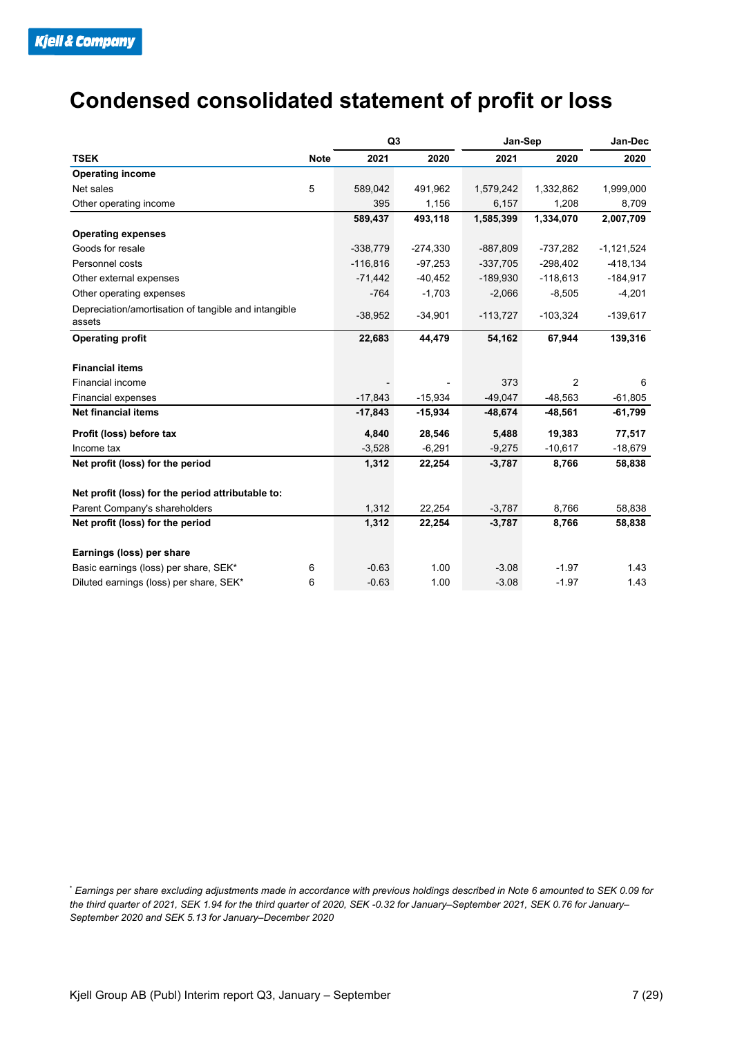# Condensed consolidated statement of profit or loss

| TSEK | Note | Q3 2021 | Q3 2020 | Jan-Sep 2021 | Jan-Sep 2020 | Jan-Dec 2020 |
|---|---|---|---|---|---|---|
| **Operating income** | | | | | | |
| Net sales | 5 | 589,042 | 491,962 | 1,579,242 | 1,332,862 | 1,999,000 |
| Other operating income | | 395 | 1,156 | 6,157 | 1,208 | 8,709 |
| | | **589,437** | **493,118** | **1,585,399** | **1,334,070** | **2,007,709** |
| **Operating expenses** | | | | | | |
| Goods for resale | | -338,779 | -274,330 | -887,809 | -737,282 | -1,121,524 |
| Personnel costs | | -116,816 | -97,253 | -337,705 | -298,402 | -418,134 |
| Other external expenses | | -71,442 | -40,452 | -189,930 | -118,613 | -184,917 |
| Other operating expenses | | -764 | -1,703 | -2,066 | -8,505 | -4,201 |
| Depreciation/amortisation of tangible and intangible assets | | -38,952 | -34,901 | -113,727 | -103,324 | -139,617 |
| **Operating profit** | | **22,683** | **44,479** | **54,162** | **67,944** | **139,316** |
| **Financial items** | | | | | | |
| Financial income | | - | - | 373 | 2 | 6 |
| Financial expenses | | -17,843 | -15,934 | -49,047 | -48,563 | -61,805 |
| **Net financial items** | | **-17,843** | **-15,934** | **-48,674** | **-48,561** | **-61,799** |
| **Profit (loss) before tax** | | **4,840** | **28,546** | **5,488** | **19,383** | **77,517** |
| Income tax | | -3,528 | -6,291 | -9,275 | -10,617 | -18,679 |
| **Net profit (loss) for the period** | | **1,312** | **22,254** | **-3,787** | **8,766** | **58,838** |
| **Net profit (loss) for the period attributable to:** | | | | | | |
| Parent Company's shareholders | | 1,312 | 22,254 | -3,787 | 8,766 | 58,838 |
| **Net profit (loss) for the period** | | **1,312** | **22,254** | **-3,787** | **8,766** | **58,838** |
| **Earnings (loss) per share** | | | | | | |
| Basic earnings (loss) per share, SEK* | 6 | -0.63 | 1.00 | -3.08 | -1.97 | 1.43 |
| Diluted earnings (loss) per share, SEK* | 6 | -0.63 | 1.00 | -3.08 | -1.97 | 1.43 |

*\* Earnings per share excluding adjustments made in accordance with previous holdings described in Note 6 amounted to SEK 0.09 for the third quarter of 2021, SEK 1.94 for the third quarter of 2020, SEK -0.32 for January–September 2021, SEK 0.76 for January–September 2020 and SEK 5.13 for January–December 2020*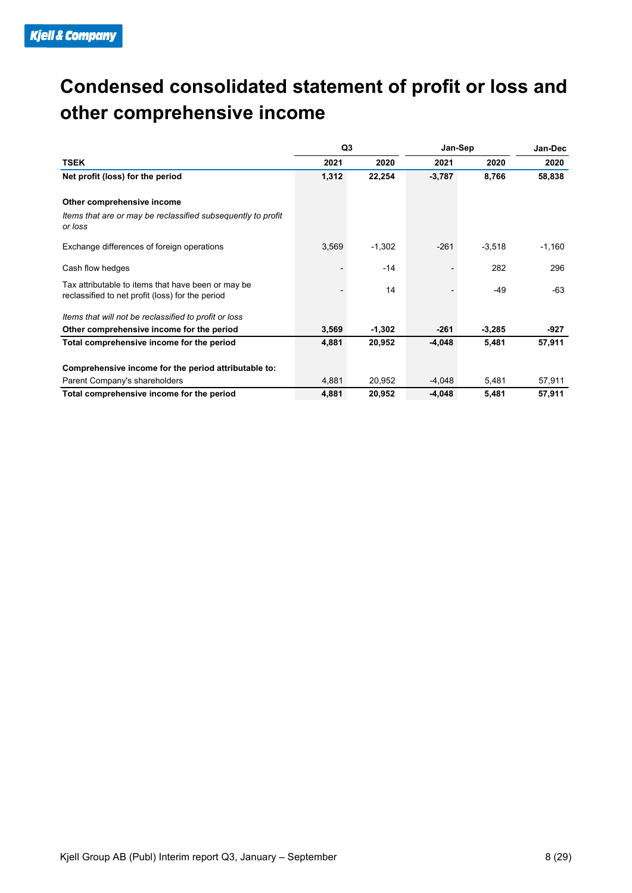# Condensed consolidated statement of profit or loss and other comprehensive income

| | Q3 | | Jan-Sep | | Jan-Dec |
|---|---|---|---|---|---|
| **TSEK** | **2021** | **2020** | **2021** | **2020** | **2020** |
| **Net profit (loss) for the period** | **1,312** | **22,254** | **-3,787** | **8,766** | **58,838** |
| | | | | | |
| **Other comprehensive income** | | | | | |
| *Items that are or may be reclassified subsequently to profit or loss* | | | | | |
| Exchange differences of foreign operations | 3,569 | -1,302 | -261 | -3,518 | -1,160 |
| Cash flow hedges | - | -14 | - | 282 | 296 |
| Tax attributable to items that have been or may be reclassified to net profit (loss) for the period | - | 14 | - | -49 | -63 |
| *Items that will not be reclassified to profit or loss* | | | | | |
| **Other comprehensive income for the period** | **3,569** | **-1,302** | **-261** | **-3,285** | **-927** |
| **Total comprehensive income for the period** | **4,881** | **20,952** | **-4,048** | **5,481** | **57,911** |
| | | | | | |
| **Comprehensive income for the period attributable to:** | | | | | |
| Parent Company's shareholders | 4,881 | 20,952 | -4,048 | 5,481 | 57,911 |
| **Total comprehensive income for the period** | **4,881** | **20,952** | **-4,048** | **5,481** | **57,911** |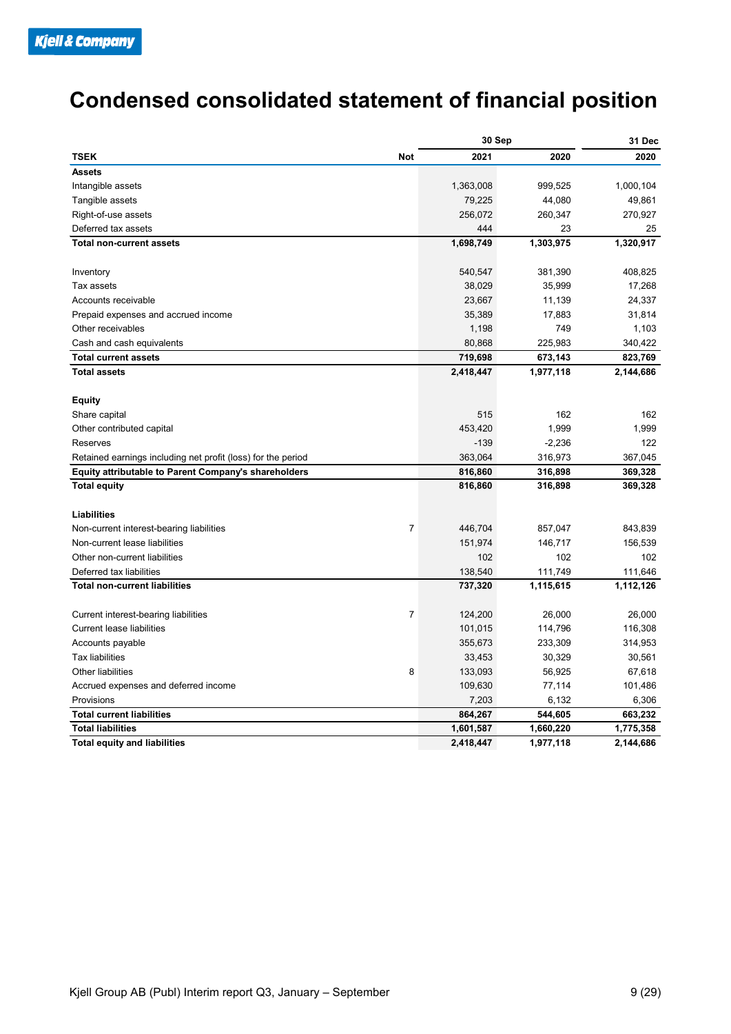# Condensed consolidated statement of financial position

| TSEK | Not | 30 Sep 2021 | 30 Sep 2020 | 31 Dec 2020 |
|---|---|---|---|---|
| **Assets** | | | | |
| Intangible assets | | 1,363,008 | 999,525 | 1,000,104 |
| Tangible assets | | 79,225 | 44,080 | 49,861 |
| Right-of-use assets | | 256,072 | 260,347 | 270,927 |
| Deferred tax assets | | 444 | 23 | 25 |
| **Total non-current assets** | | **1,698,749** | **1,303,975** | **1,320,917** |
| | | | | |
| Inventory | | 540,547 | 381,390 | 408,825 |
| Tax assets | | 38,029 | 35,999 | 17,268 |
| Accounts receivable | | 23,667 | 11,139 | 24,337 |
| Prepaid expenses and accrued income | | 35,389 | 17,883 | 31,814 |
| Other receivables | | 1,198 | 749 | 1,103 |
| Cash and cash equivalents | | 80,868 | 225,983 | 340,422 |
| **Total current assets** | | **719,698** | **673,143** | **823,769** |
| **Total assets** | | **2,418,447** | **1,977,118** | **2,144,686** |
| | | | | |
| **Equity** | | | | |
| Share capital | | 515 | 162 | 162 |
| Other contributed capital | | 453,420 | 1,999 | 1,999 |
| Reserves | | -139 | -2,236 | 122 |
| Retained earnings including net profit (loss) for the period | | 363,064 | 316,973 | 367,045 |
| **Equity attributable to Parent Company's shareholders** | | **816,860** | **316,898** | **369,328** |
| **Total equity** | | **816,860** | **316,898** | **369,328** |
| | | | | |
| **Liabilities** | | | | |
| Non-current interest-bearing liabilities | 7 | 446,704 | 857,047 | 843,839 |
| Non-current lease liabilities | | 151,974 | 146,717 | 156,539 |
| Other non-current liabilities | | 102 | 102 | 102 |
| Deferred tax liabilities | | 138,540 | 111,749 | 111,646 |
| **Total non-current liabilities** | | **737,320** | **1,115,615** | **1,112,126** |
| | | | | |
| Current interest-bearing liabilities | 7 | 124,200 | 26,000 | 26,000 |
| Current lease liabilities | | 101,015 | 114,796 | 116,308 |
| Accounts payable | | 355,673 | 233,309 | 314,953 |
| Tax liabilities | | 33,453 | 30,329 | 30,561 |
| Other liabilities | 8 | 133,093 | 56,925 | 67,618 |
| Accrued expenses and deferred income | | 109,630 | 77,114 | 101,486 |
| Provisions | | 7,203 | 6,132 | 6,306 |
| **Total current liabilities** | | **864,267** | **544,605** | **663,232** |
| **Total liabilities** | | **1,601,587** | **1,660,220** | **1,775,358** |
| **Total equity and liabilities** | | **2,418,447** | **1,977,118** | **2,144,686** |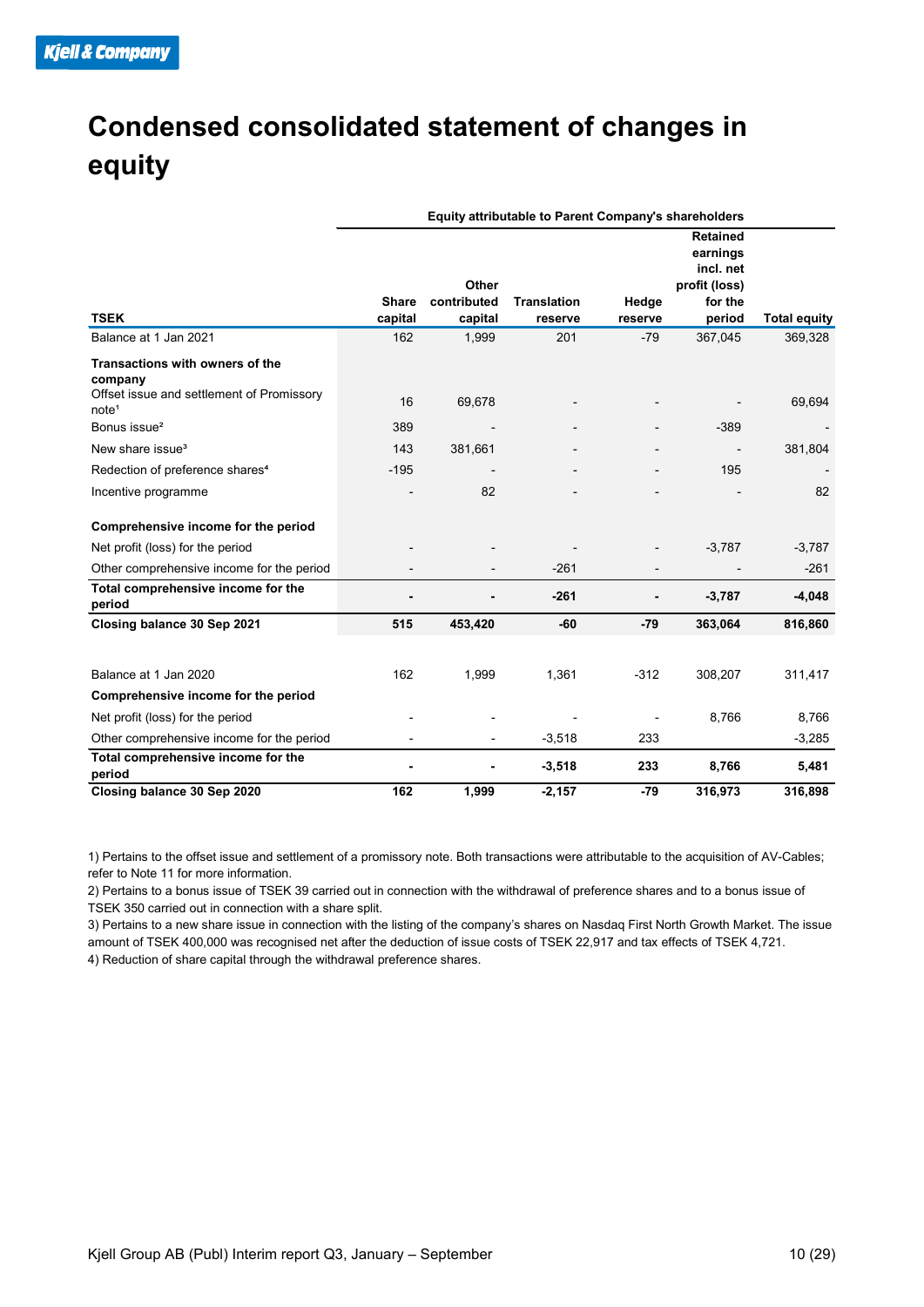# Condensed consolidated statement of changes in equity

| TSEK | Share capital | Other contributed capital | Translation reserve | Hedge reserve | Retained earnings incl. net profit (loss) for the period | Total equity |
|---|---|---|---|---|---|---|
| | Equity attributable to Parent Company's shareholders | | | | | |
| Balance at 1 Jan 2021 | 162 | 1,999 | 201 | -79 | 367,045 | 369,328 |
| **Transactions with owners of the company** | | | | | | |
| Offset issue and settlement of Promissory note[1] | 16 | 69,678 | - | - | - | 69,694 |
| Bonus issue[2] | 389 | - | - | - | -389 | - |
| New share issue[3] | 143 | 381,661 | - | - | - | 381,804 |
| Redection of preference shares[4] | -195 | - | - | - | 195 | - |
| Incentive programme | - | 82 | - | - | - | 82 |
| **Comprehensive income for the period** | | | | | | |
| Net profit (loss) for the period | - | - | - | - | -3,787 | -3,787 |
| Other comprehensive income for the period | - | - | -261 | - | - | -261 |
| **Total comprehensive income for the period** | **-** | **-** | **-261** | **-** | **-3,787** | **-4,048** |
| **Closing balance 30 Sep 2021** | **515** | **453,420** | **-60** | **-79** | **363,064** | **816,860** |
| | | | | | | |
| Balance at 1 Jan 2020 | 162 | 1,999 | 1,361 | -312 | 308,207 | 311,417 |
| **Comprehensive income for the period** | | | | | | |
| Net profit (loss) for the period | - | - | - | - | 8,766 | 8,766 |
| Other comprehensive income for the period | - | - | -3,518 | 233 | | -3,285 |
| **Total comprehensive income for the period** | **-** | **-** | **-3,518** | **233** | **8,766** | **5,481** |
| **Closing balance 30 Sep 2020** | **162** | **1,999** | **-2,157** | **-79** | **316,973** | **316,898** |

1) Pertains to the offset issue and settlement of a promissory note. Both transactions were attributable to the acquisition of AV-Cables; refer to Note 11 for more information.
2) Pertains to a bonus issue of TSEK 39 carried out in connection with the withdrawal of preference shares and to a bonus issue of TSEK 350 carried out in connection with a share split.
3) Pertains to a new share issue in connection with the listing of the company's shares on Nasdaq First North Growth Market. The issue amount of TSEK 400,000 was recognised net after the deduction of issue costs of TSEK 22,917 and tax effects of TSEK 4,721.
4) Reduction of share capital through the withdrawal preference shares.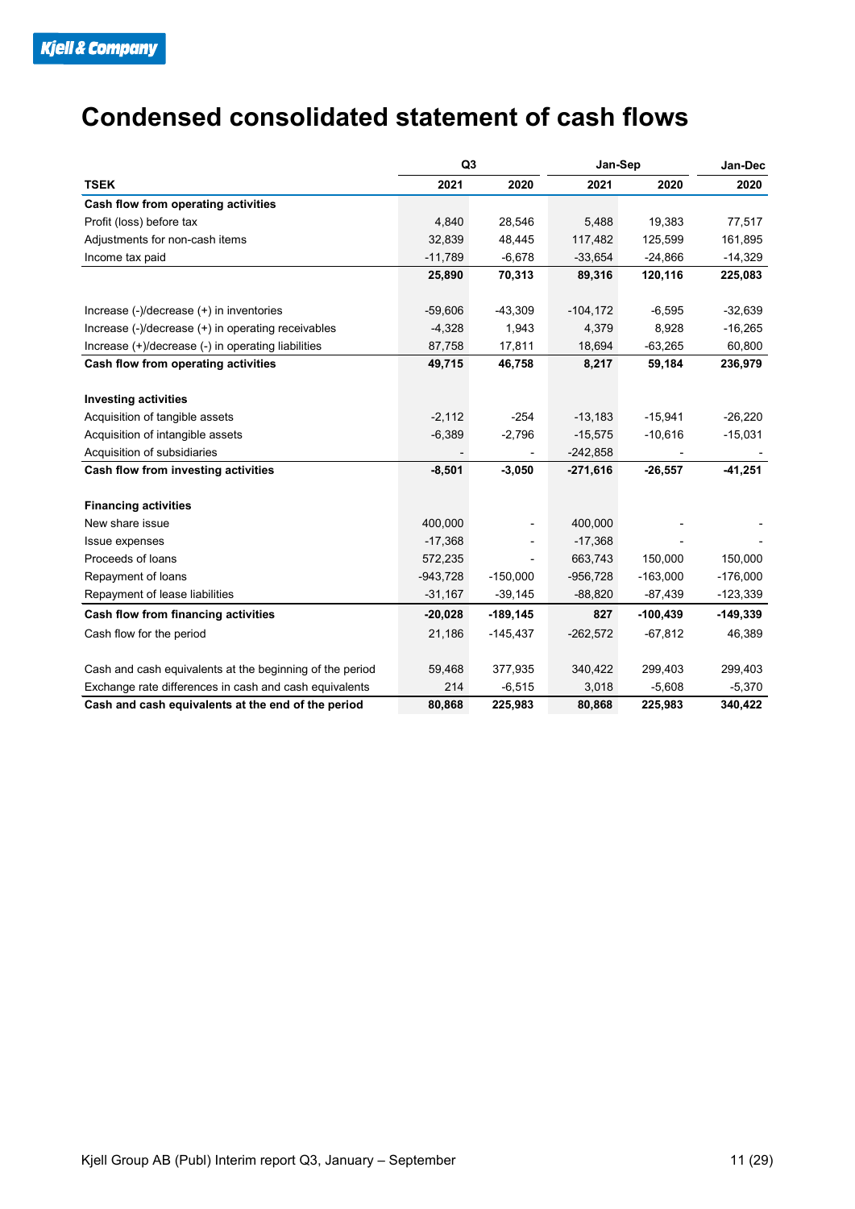# Condensed consolidated statement of cash flows

| | Q3 | | Jan-Sep | | Jan-Dec |
|---|---|---|---|---|---|
| **TSEK** | **2021** | **2020** | **2021** | **2020** | **2020** |
| **Cash flow from operating activities** | | | | | |
| Profit (loss) before tax | 4,840 | 28,546 | 5,488 | 19,383 | 77,517 |
| Adjustments for non-cash items | 32,839 | 48,445 | 117,482 | 125,599 | 161,895 |
| Income tax paid | -11,789 | -6,678 | -33,654 | -24,866 | -14,329 |
| | **25,890** | **70,313** | **89,316** | **120,116** | **225,083** |
| | | | | | |
| Increase (-)/decrease (+) in inventories | -59,606 | -43,309 | -104,172 | -6,595 | -32,639 |
| Increase (-)/decrease (+) in operating receivables | -4,328 | 1,943 | 4,379 | 8,928 | -16,265 |
| Increase (+)/decrease (-) in operating liabilities | 87,758 | 17,811 | 18,694 | -63,265 | 60,800 |
| **Cash flow from operating activities** | **49,715** | **46,758** | **8,217** | **59,184** | **236,979** |
| | | | | | |
| **Investing activities** | | | | | |
| Acquisition of tangible assets | -2,112 | -254 | -13,183 | -15,941 | -26,220 |
| Acquisition of intangible assets | -6,389 | -2,796 | -15,575 | -10,616 | -15,031 |
| Acquisition of subsidiaries | - | - | -242,858 | - | - |
| **Cash flow from investing activities** | **-8,501** | **-3,050** | **-271,616** | **-26,557** | **-41,251** |
| | | | | | |
| **Financing activities** | | | | | |
| New share issue | 400,000 | - | 400,000 | - | - |
| Issue expenses | -17,368 | - | -17,368 | - | - |
| Proceeds of loans | 572,235 | - | 663,743 | 150,000 | 150,000 |
| Repayment of loans | -943,728 | -150,000 | -956,728 | -163,000 | -176,000 |
| Repayment of lease liabilities | -31,167 | -39,145 | -88,820 | -87,439 | -123,339 |
| **Cash flow from financing activities** | **-20,028** | **-189,145** | **827** | **-100,439** | **-149,339** |
| Cash flow for the period | 21,186 | -145,437 | -262,572 | -67,812 | 46,389 |
| | | | | | |
| Cash and cash equivalents at the beginning of the period | 59,468 | 377,935 | 340,422 | 299,403 | 299,403 |
| Exchange rate differences in cash and cash equivalents | 214 | -6,515 | 3,018 | -5,608 | -5,370 |
| **Cash and cash equivalents at the end of the period** | **80,868** | **225,983** | **80,868** | **225,983** | **340,422** |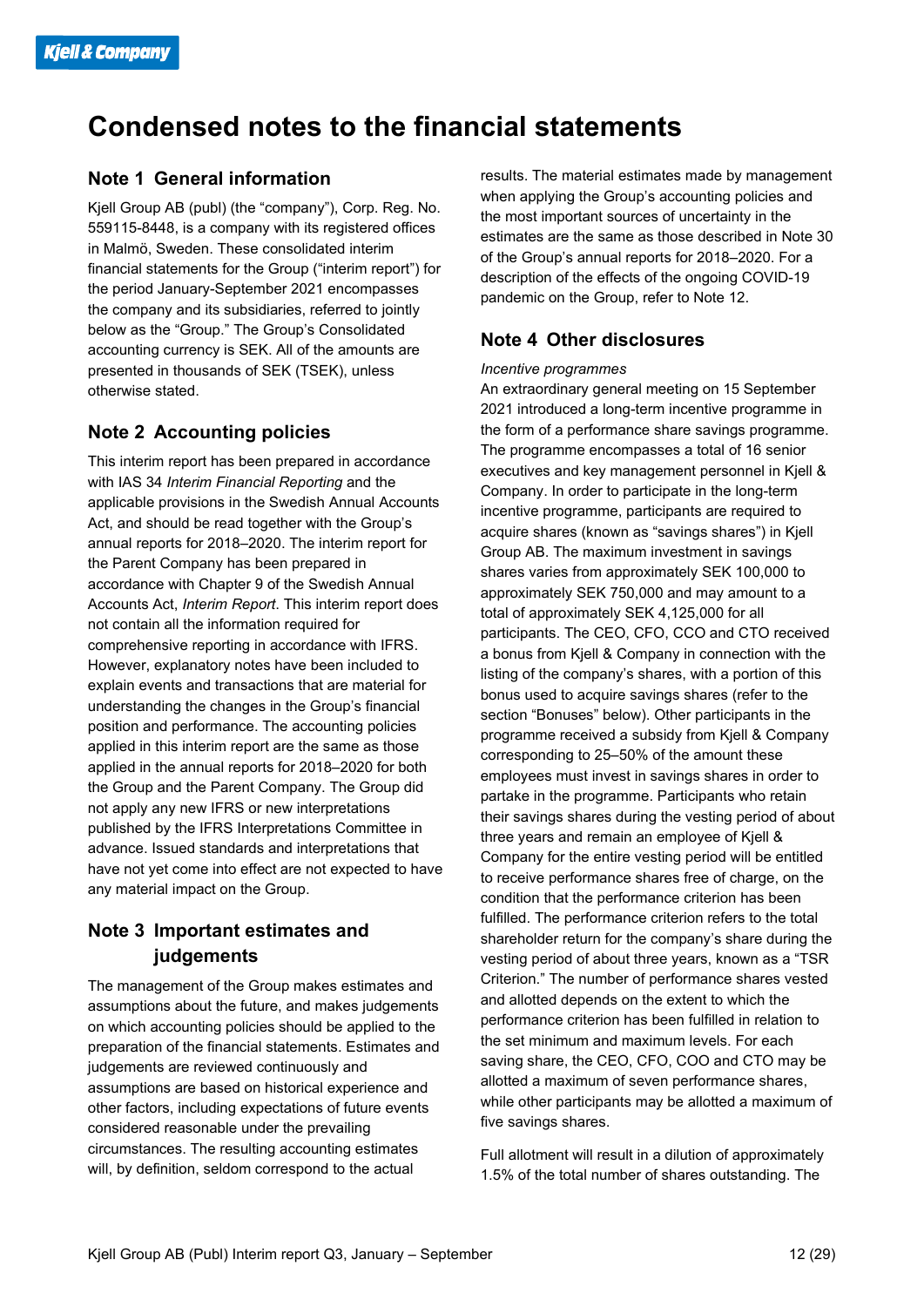# Condensed notes to the financial statements

## Note 1 General information

Kjell Group AB (publ) (the "company"), Corp. Reg. No. 559115-8448, is a company with its registered offices in Malmö, Sweden. These consolidated interim financial statements for the Group ("interim report") for the period January-September 2021 encompasses the company and its subsidiaries, referred to jointly below as the "Group." The Group's Consolidated accounting currency is SEK. All of the amounts are presented in thousands of SEK (TSEK), unless otherwise stated.

## Note 2 Accounting policies

This interim report has been prepared in accordance with IAS 34 *Interim Financial Reporting* and the applicable provisions in the Swedish Annual Accounts Act, and should be read together with the Group's annual reports for 2018–2020. The interim report for the Parent Company has been prepared in accordance with Chapter 9 of the Swedish Annual Accounts Act, *Interim Report*. This interim report does not contain all the information required for comprehensive reporting in accordance with IFRS. However, explanatory notes have been included to explain events and transactions that are material for understanding the changes in the Group's financial position and performance. The accounting policies applied in this interim report are the same as those applied in the annual reports for 2018–2020 for both the Group and the Parent Company. The Group did not apply any new IFRS or new interpretations published by the IFRS Interpretations Committee in advance. Issued standards and interpretations that have not yet come into effect are not expected to have any material impact on the Group.

## Note 3 Important estimates and judgements

The management of the Group makes estimates and assumptions about the future, and makes judgements on which accounting policies should be applied to the preparation of the financial statements. Estimates and judgements are reviewed continuously and assumptions are based on historical experience and other factors, including expectations of future events considered reasonable under the prevailing circumstances. The resulting accounting estimates will, by definition, seldom correspond to the actual results. The material estimates made by management when applying the Group's accounting policies and the most important sources of uncertainty in the estimates are the same as those described in Note 30 of the Group's annual reports for 2018–2020. For a description of the effects of the ongoing COVID-19 pandemic on the Group, refer to Note 12.

## Note 4 Other disclosures

*Incentive programmes*

An extraordinary general meeting on 15 September 2021 introduced a long-term incentive programme in the form of a performance share savings programme. The programme encompasses a total of 16 senior executives and key management personnel in Kjell & Company. In order to participate in the long-term incentive programme, participants are required to acquire shares (known as "savings shares") in Kjell Group AB. The maximum investment in savings shares varies from approximately SEK 100,000 to approximately SEK 750,000 and may amount to a total of approximately SEK 4,125,000 for all participants. The CEO, CFO, CCO and CTO received a bonus from Kjell & Company in connection with the listing of the company's shares, with a portion of this bonus used to acquire savings shares (refer to the section "Bonuses" below). Other participants in the programme received a subsidy from Kjell & Company corresponding to 25–50% of the amount these employees must invest in savings shares in order to partake in the programme. Participants who retain their savings shares during the vesting period of about three years and remain an employee of Kjell & Company for the entire vesting period will be entitled to receive performance shares free of charge, on the condition that the performance criterion has been fulfilled. The performance criterion refers to the total shareholder return for the company's share during the vesting period of about three years, known as a "TSR Criterion." The number of performance shares vested and allotted depends on the extent to which the performance criterion has been fulfilled in relation to the set minimum and maximum levels. For each saving share, the CEO, CFO, COO and CTO may be allotted a maximum of seven performance shares, while other participants may be allotted a maximum of five savings shares.

Full allotment will result in a dilution of approximately 1.5% of the total number of shares outstanding. The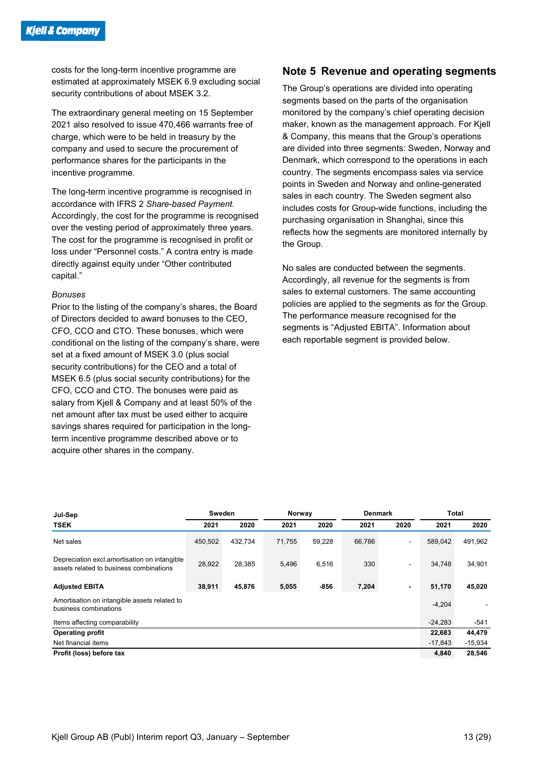costs for the long-term incentive programme are estimated at approximately MSEK 6.9 excluding social security contributions of about MSEK 3.2.

The extraordinary general meeting on 15 September 2021 also resolved to issue 470,466 warrants free of charge, which were to be held in treasury by the company and used to secure the procurement of performance shares for the participants in the incentive programme.

The long-term incentive programme is recognised in accordance with IFRS 2 *Share-based Payment*. Accordingly, the cost for the programme is recognised over the vesting period of approximately three years. The cost for the programme is recognised in profit or loss under "Personnel costs." A contra entry is made directly against equity under "Other contributed capital."

*Bonuses*

Prior to the listing of the company's shares, the Board of Directors decided to award bonuses to the CEO, CFO, CCO and CTO. These bonuses, which were conditional on the listing of the company's share, were set at a fixed amount of MSEK 3.0 (plus social security contributions) for the CEO and a total of MSEK 6.5 (plus social security contributions) for the CFO, CCO and CTO. The bonuses were paid as salary from Kjell & Company and at least 50% of the net amount after tax must be used either to acquire savings shares required for participation in the long-term incentive programme described above or to acquire other shares in the company.

## Note 5 Revenue and operating segments

The Group's operations are divided into operating segments based on the parts of the organisation monitored by the company's chief operating decision maker, known as the management approach. For Kjell & Company, this means that the Group's operations are divided into three segments: Sweden, Norway and Denmark, which correspond to the operations in each country. The segments encompass sales via service points in Sweden and Norway and online-generated sales in each country. The Sweden segment also includes costs for Group-wide functions, including the purchasing organisation in Shanghai, since this reflects how the segments are monitored internally by the Group.

No sales are conducted between the segments. Accordingly, all revenue for the segments is from sales to external customers. The same accounting policies are applied to the segments as for the Group. The performance measure recognised for the segments is "Adjusted EBITA". Information about each reportable segment is provided below.

| Jul-Sep | Sweden | | Norway | | Denmark | | Total | |
|---|---|---|---|---|---|---|---|---|
| **TSEK** | **2021** | **2020** | **2021** | **2020** | **2021** | **2020** | **2021** | **2020** |
| Net sales | 450,502 | 432,734 | 71,755 | 59,228 | 66,786 | - | 589,042 | 491,962 |
| Depreciation excl.amortisation on intangible assets related to business combinations | 28,922 | 28,385 | 5,496 | 6,516 | 330 | - | 34,748 | 34,901 |
| **Adjusted EBITA** | **38,911** | **45,876** | **5,055** | **-856** | **7,204** | **-** | **51,170** | **45,020** |
| Amortisation on intangible assets related to business combinations | | | | | | | -4,204 | - |
| Items affecting comparability | | | | | | | -24,283 | -541 |
| **Operating profit** | | | | | | | **22,683** | **44,479** |
| Net financial items | | | | | | | -17,843 | -15,934 |
| **Profit (loss) before tax** | | | | | | | **4,840** | **28,546** |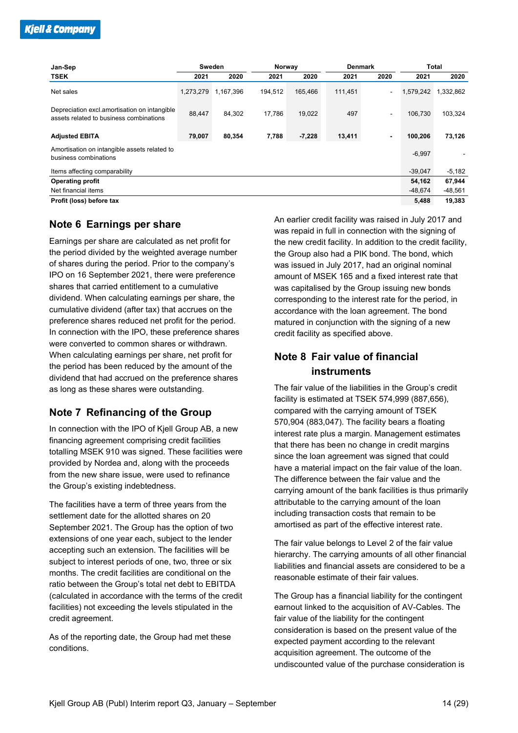| Jan-Sep | Sweden | | Norway | | Denmark | | Total | |
|---|---|---|---|---|---|---|---|---|
| TSEK | 2021 | 2020 | 2021 | 2020 | 2021 | 2020 | 2021 | 2020 |
| Net sales | 1,273,279 | 1,167,396 | 194,512 | 165,466 | 111,451 | - | 1,579,242 | 1,332,862 |
| Depreciation excl.amortisation on intangible assets related to business combinations | 88,447 | 84,302 | 17,786 | 19,022 | 497 | - | 106,730 | 103,324 |
| **Adjusted EBITA** | **79,007** | **80,354** | **7,788** | **-7,228** | **13,411** | **-** | **100,206** | **73,126** |
| Amortisation on intangible assets related to business combinations | | | | | | | -6,997 | - |
| Items affecting comparability | | | | | | | -39,047 | -5,182 |
| **Operating profit** | | | | | | | **54,162** | **67,944** |
| Net financial items | | | | | | | -48,674 | -48,561 |
| **Profit (loss) before tax** | | | | | | | **5,488** | **19,383** |

## Note 6 Earnings per share

Earnings per share are calculated as net profit for the period divided by the weighted average number of shares during the period. Prior to the company's IPO on 16 September 2021, there were preference shares that carried entitlement to a cumulative dividend. When calculating earnings per share, the cumulative dividend (after tax) that accrues on the preference shares reduced net profit for the period. In connection with the IPO, these preference shares were converted to common shares or withdrawn. When calculating earnings per share, net profit for the period has been reduced by the amount of the dividend that had accrued on the preference shares as long as these shares were outstanding.

## Note 7 Refinancing of the Group

In connection with the IPO of Kjell Group AB, a new financing agreement comprising credit facilities totalling MSEK 910 was signed. These facilities were provided by Nordea and, along with the proceeds from the new share issue, were used to refinance the Group's existing indebtedness.

The facilities have a term of three years from the settlement date for the allotted shares on 20 September 2021. The Group has the option of two extensions of one year each, subject to the lender accepting such an extension. The facilities will be subject to interest periods of one, two, three or six months. The credit facilities are conditional on the ratio between the Group's total net debt to EBITDA (calculated in accordance with the terms of the credit facilities) not exceeding the levels stipulated in the credit agreement.

As of the reporting date, the Group had met these conditions.

An earlier credit facility was raised in July 2017 and was repaid in full in connection with the signing of the new credit facility. In addition to the credit facility, the Group also had a PIK bond. The bond, which was issued in July 2017, had an original nominal amount of MSEK 165 and a fixed interest rate that was capitalised by the Group issuing new bonds corresponding to the interest rate for the period, in accordance with the loan agreement. The bond matured in conjunction with the signing of a new credit facility as specified above.

## Note 8 Fair value of financial instruments

The fair value of the liabilities in the Group's credit facility is estimated at TSEK 574,999 (887,656), compared with the carrying amount of TSEK 570,904 (883,047). The facility bears a floating interest rate plus a margin. Management estimates that there has been no change in credit margins since the loan agreement was signed that could have a material impact on the fair value of the loan. The difference between the fair value and the carrying amount of the bank facilities is thus primarily attributable to the carrying amount of the loan including transaction costs that remain to be amortised as part of the effective interest rate.

The fair value belongs to Level 2 of the fair value hierarchy. The carrying amounts of all other financial liabilities and financial assets are considered to be a reasonable estimate of their fair values.

The Group has a financial liability for the contingent earnout linked to the acquisition of AV-Cables. The fair value of the liability for the contingent consideration is based on the present value of the expected payment according to the relevant acquisition agreement. The outcome of the undiscounted value of the purchase consideration is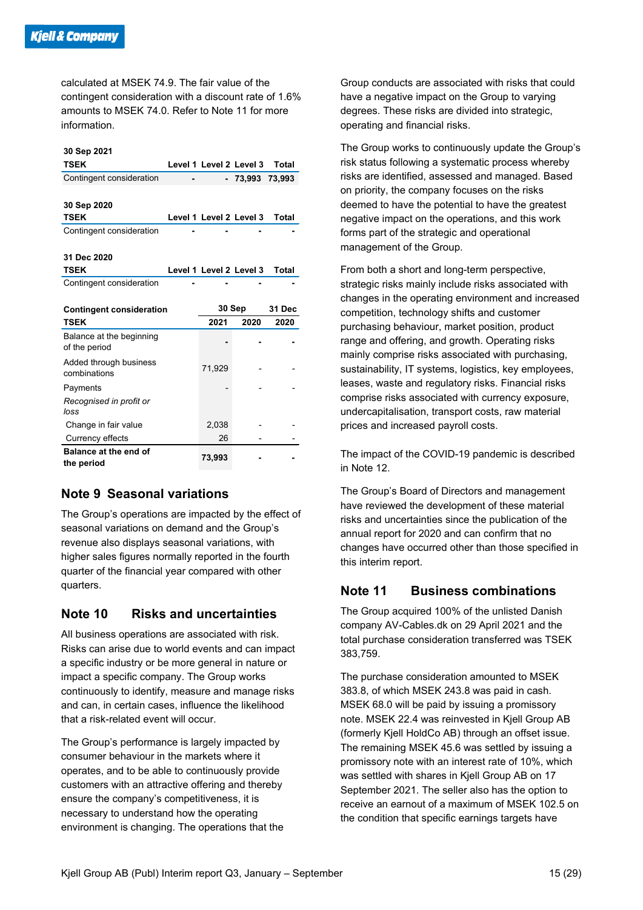calculated at MSEK 74.9. The fair value of the contingent consideration with a discount rate of 1.6% amounts to MSEK 74.0. Refer to Note 11 for more information.

**30 Sep 2021**

| TSEK | Level 1 | Level 2 | Level 3 | Total |
|---|---|---|---|---|
| Contingent consideration | - | - | 73,993 | 73,993 |

**30 Sep 2020**

| TSEK | Level 1 | Level 2 | Level 3 | Total |
|---|---|---|---|---|
| Contingent consideration | - | - | - | - |

**31 Dec 2020**

| TSEK | Level 1 | Level 2 | Level 3 | Total |
|---|---|---|---|---|
| Contingent consideration | - | - | - | - |

| Contingent consideration | 30 Sep | | 31 Dec |
|---|---|---|---|
| TSEK | 2021 | 2020 | 2020 |
| Balance at the beginning of the period | - | - | - |
| Added through business combinations | 71,929 | - | - |
| Payments | - | - | - |
| *Recognised in profit or loss* | | | |
| Change in fair value | 2,038 | - | - |
| Currency effects | 26 | - | - |
| **Balance at the end of the period** | **73,993** | **-** | **-** |

## Note 9 Seasonal variations

The Group's operations are impacted by the effect of seasonal variations on demand and the Group's revenue also displays seasonal variations, with higher sales figures normally reported in the fourth quarter of the financial year compared with other quarters.

## Note 10 Risks and uncertainties

All business operations are associated with risk. Risks can arise due to world events and can impact a specific industry or be more general in nature or impact a specific company. The Group works continuously to identify, measure and manage risks and can, in certain cases, influence the likelihood that a risk-related event will occur.

The Group's performance is largely impacted by consumer behaviour in the markets where it operates, and to be able to continuously provide customers with an attractive offering and thereby ensure the company's competitiveness, it is necessary to understand how the operating environment is changing. The operations that the Group conducts are associated with risks that could have a negative impact on the Group to varying degrees. These risks are divided into strategic, operating and financial risks.

The Group works to continuously update the Group's risk status following a systematic process whereby risks are identified, assessed and managed. Based on priority, the company focuses on the risks deemed to have the potential to have the greatest negative impact on the operations, and this work forms part of the strategic and operational management of the Group.

From both a short and long-term perspective, strategic risks mainly include risks associated with changes in the operating environment and increased competition, technology shifts and customer purchasing behaviour, market position, product range and offering, and growth. Operating risks mainly comprise risks associated with purchasing, sustainability, IT systems, logistics, key employees, leases, waste and regulatory risks. Financial risks comprise risks associated with currency exposure, undercapitalisation, transport costs, raw material prices and increased payroll costs.

The impact of the COVID-19 pandemic is described in Note 12.

The Group's Board of Directors and management have reviewed the development of these material risks and uncertainties since the publication of the annual report for 2020 and can confirm that no changes have occurred other than those specified in this interim report.

## Note 11 Business combinations

The Group acquired 100% of the unlisted Danish company AV-Cables.dk on 29 April 2021 and the total purchase consideration transferred was TSEK 383,759.

The purchase consideration amounted to MSEK 383.8, of which MSEK 243.8 was paid in cash. MSEK 68.0 will be paid by issuing a promissory note. MSEK 22.4 was reinvested in Kjell Group AB (formerly Kjell HoldCo AB) through an offset issue. The remaining MSEK 45.6 was settled by issuing a promissory note with an interest rate of 10%, which was settled with shares in Kjell Group AB on 17 September 2021. The seller also has the option to receive an earnout of a maximum of MSEK 102.5 on the condition that specific earnings targets have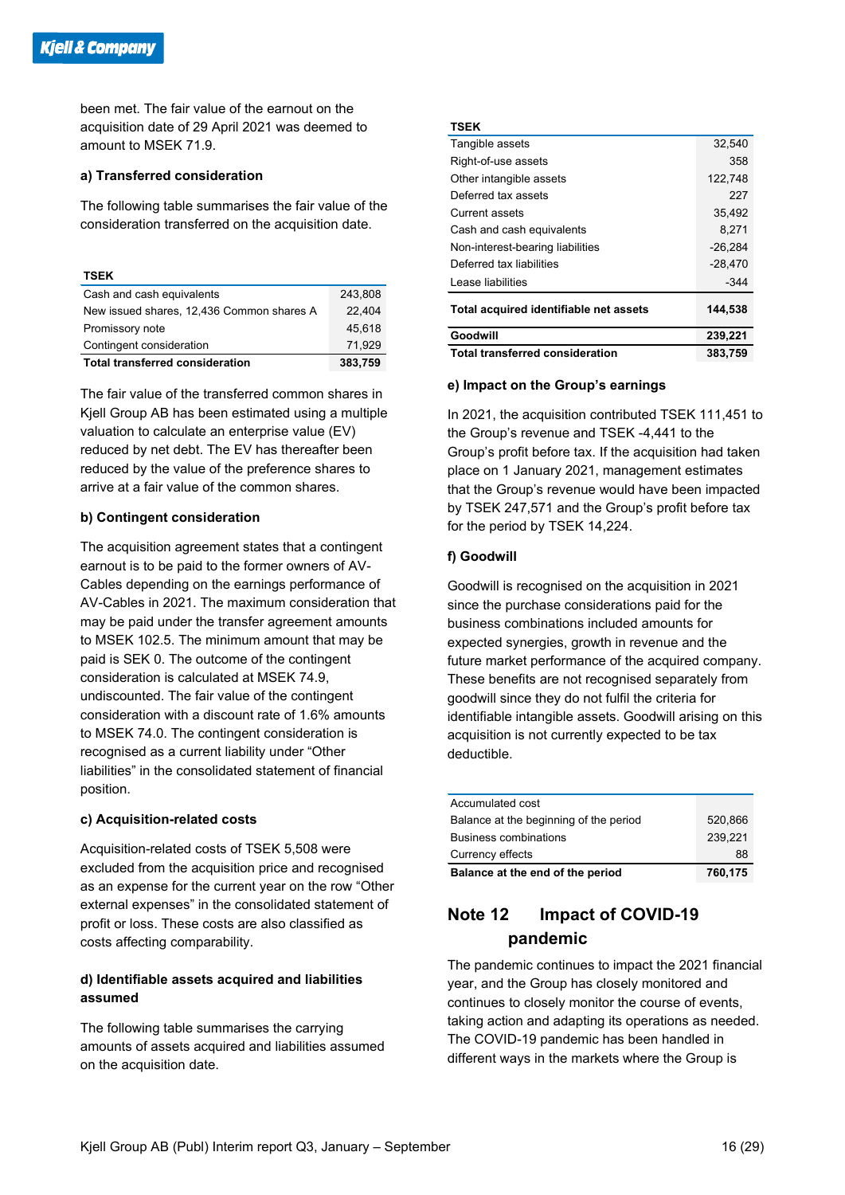been met. The fair value of the earnout on the acquisition date of 29 April 2021 was deemed to amount to MSEK 71.9.

#### a) Transferred consideration

The following table summarises the fair value of the consideration transferred on the acquisition date.

| TSEK | |
|---|---|
| Cash and cash equivalents | 243,808 |
| New issued shares, 12,436 Common shares A | 22,404 |
| Promissory note | 45,618 |
| Contingent consideration | 71,929 |
| **Total transferred consideration** | **383,759** |

The fair value of the transferred common shares in Kjell Group AB has been estimated using a multiple valuation to calculate an enterprise value (EV) reduced by net debt. The EV has thereafter been reduced by the value of the preference shares to arrive at a fair value of the common shares.

#### b) Contingent consideration

The acquisition agreement states that a contingent earnout is to be paid to the former owners of AV-Cables depending on the earnings performance of AV-Cables in 2021. The maximum consideration that may be paid under the transfer agreement amounts to MSEK 102.5. The minimum amount that may be paid is SEK 0. The outcome of the contingent consideration is calculated at MSEK 74.9, undiscounted. The fair value of the contingent consideration with a discount rate of 1.6% amounts to MSEK 74.0. The contingent consideration is recognised as a current liability under "Other liabilities" in the consolidated statement of financial position.

#### c) Acquisition-related costs

Acquisition-related costs of TSEK 5,508 were excluded from the acquisition price and recognised as an expense for the current year on the row "Other external expenses" in the consolidated statement of profit or loss. These costs are also classified as costs affecting comparability.

#### d) Identifiable assets acquired and liabilities assumed

The following table summarises the carrying amounts of assets acquired and liabilities assumed on the acquisition date.

| TSEK | |
|---|---|
| Tangible assets | 32,540 |
| Right-of-use assets | 358 |
| Other intangible assets | 122,748 |
| Deferred tax assets | 227 |
| Current assets | 35,492 |
| Cash and cash equivalents | 8,271 |
| Non-interest-bearing liabilities | -26,284 |
| Deferred tax liabilities | -28,470 |
| Lease liabilities | -344 |
| **Total acquired identifiable net assets** | **144,538** |
| **Goodwill** | **239,221** |
| **Total transferred consideration** | **383,759** |

#### e) Impact on the Group's earnings

In 2021, the acquisition contributed TSEK 111,451 to the Group's revenue and TSEK -4,441 to the Group's profit before tax. If the acquisition had taken place on 1 January 2021, management estimates that the Group's revenue would have been impacted by TSEK 247,571 and the Group's profit before tax for the period by TSEK 14,224.

#### f) Goodwill

Goodwill is recognised on the acquisition in 2021 since the purchase considerations paid for the business combinations included amounts for expected synergies, growth in revenue and the future market performance of the acquired company. These benefits are not recognised separately from goodwill since they do not fulfil the criteria for identifiable intangible assets. Goodwill arising on this acquisition is not currently expected to be tax deductible.

| Accumulated cost | |
|---|---|
| Balance at the beginning of the period | 520,866 |
| Business combinations | 239,221 |
| Currency effects | 88 |
| **Balance at the end of the period** | **760,175** |

## Note 12 Impact of COVID-19 pandemic

The pandemic continues to impact the 2021 financial year, and the Group has closely monitored and continues to closely monitor the course of events, taking action and adapting its operations as needed. The COVID-19 pandemic has been handled in different ways in the markets where the Group is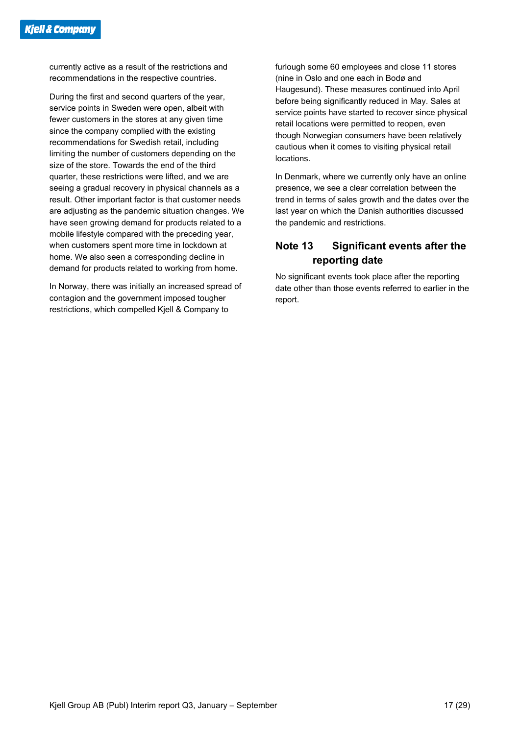currently active as a result of the restrictions and recommendations in the respective countries.

During the first and second quarters of the year, service points in Sweden were open, albeit with fewer customers in the stores at any given time since the company complied with the existing recommendations for Swedish retail, including limiting the number of customers depending on the size of the store. Towards the end of the third quarter, these restrictions were lifted, and we are seeing a gradual recovery in physical channels as a result. Other important factor is that customer needs are adjusting as the pandemic situation changes. We have seen growing demand for products related to a mobile lifestyle compared with the preceding year, when customers spent more time in lockdown at home. We also seen a corresponding decline in demand for products related to working from home.

In Norway, there was initially an increased spread of contagion and the government imposed tougher restrictions, which compelled Kjell & Company to furlough some 60 employees and close 11 stores (nine in Oslo and one each in Bodø and Haugesund). These measures continued into April before being significantly reduced in May. Sales at service points have started to recover since physical retail locations were permitted to reopen, even though Norwegian consumers have been relatively cautious when it comes to visiting physical retail locations.

In Denmark, where we currently only have an online presence, we see a clear correlation between the trend in terms of sales growth and the dates over the last year on which the Danish authorities discussed the pandemic and restrictions.

## Note 13 Significant events after the reporting date

No significant events took place after the reporting date other than those events referred to earlier in the report.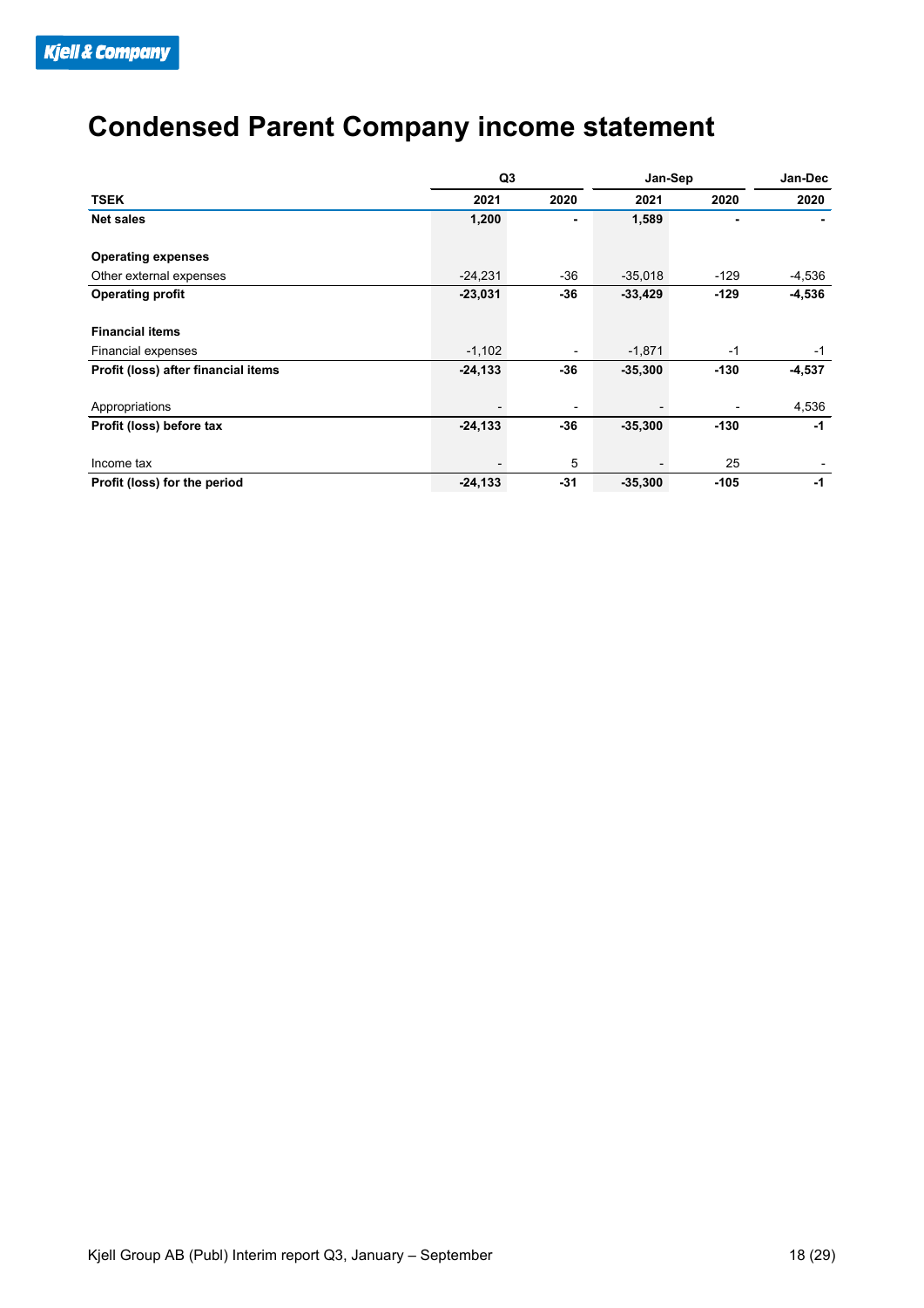# Condensed Parent Company income statement

| | Q3 | | Jan-Sep | | Jan-Dec |
|---|---|---|---|---|---|
| **TSEK** | **2021** | **2020** | **2021** | **2020** | **2020** |
| **Net sales** | **1,200** | **-** | **1,589** | **-** | **-** |
| | | | | | |
| **Operating expenses** | | | | | |
| Other external expenses | -24,231 | -36 | -35,018 | -129 | -4,536 |
| **Operating profit** | **-23,031** | **-36** | **-33,429** | **-129** | **-4,536** |
| | | | | | |
| **Financial items** | | | | | |
| Financial expenses | -1,102 | - | -1,871 | -1 | -1 |
| **Profit (loss) after financial items** | **-24,133** | **-36** | **-35,300** | **-130** | **-4,537** |
| | | | | | |
| Appropriations | - | - | - | - | 4,536 |
| **Profit (loss) before tax** | **-24,133** | **-36** | **-35,300** | **-130** | **-1** |
| | | | | | |
| Income tax | - | 5 | - | 25 | - |
| **Profit (loss) for the period** | **-24,133** | **-31** | **-35,300** | **-105** | **-1** |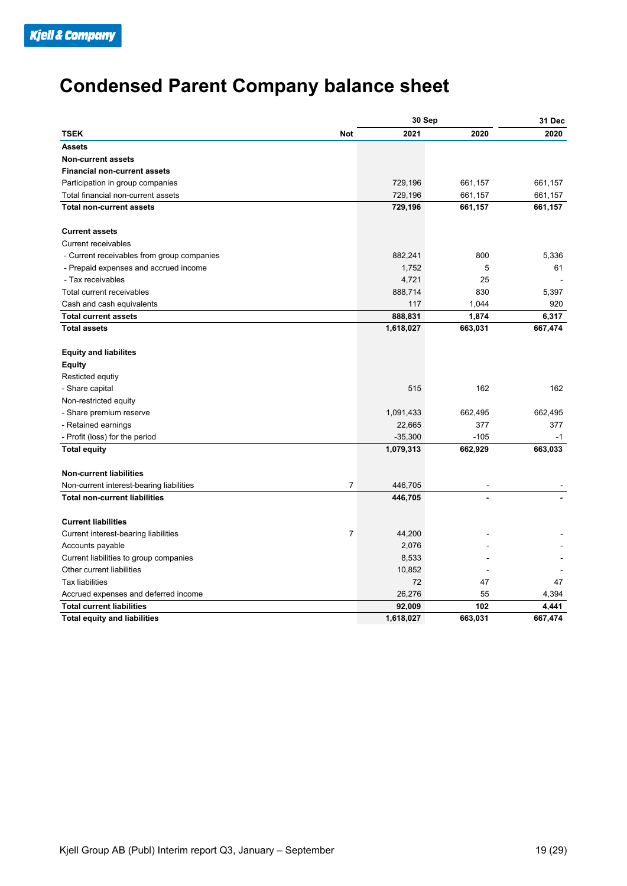# Condensed Parent Company balance sheet

| TSEK | Not | 30 Sep 2021 | 30 Sep 2020 | 31 Dec 2020 |
|---|---|---|---|---|
| **Assets** | | | | |
| **Non-current assets** | | | | |
| **Financial non-current assets** | | | | |
| Participation in group companies | | 729,196 | 661,157 | 661,157 |
| Total financial non-current assets | | 729,196 | 661,157 | 661,157 |
| **Total non-current assets** | | **729,196** | **661,157** | **661,157** |
| | | | | |
| **Current assets** | | | | |
| Current receivables | | | | |
| - Current receivables from group companies | | 882,241 | 800 | 5,336 |
| - Prepaid expenses and accrued income | | 1,752 | 5 | 61 |
| - Tax receivables | | 4,721 | 25 | - |
| Total current receivables | | 888,714 | 830 | 5,397 |
| Cash and cash equivalents | | 117 | 1,044 | 920 |
| **Total current assets** | | **888,831** | **1,874** | **6,317** |
| **Total assets** | | **1,618,027** | **663,031** | **667,474** |
| | | | | |
| **Equity and liabilites** | | | | |
| **Equity** | | | | |
| Resticted equtiy | | | | |
| - Share capital | | 515 | 162 | 162 |
| Non-restricted equity | | | | |
| - Share premium reserve | | 1,091,433 | 662,495 | 662,495 |
| - Retained earnings | | 22,665 | 377 | 377 |
| - Profit (loss) for the period | | -35,300 | -105 | -1 |
| **Total equity** | | **1,079,313** | **662,929** | **663,033** |
| | | | | |
| **Non-current liabilities** | | | | |
| Non-current interest-bearing liabilities | 7 | 446,705 | - | - |
| **Total non-current liabilities** | | **446,705** | **-** | **-** |
| | | | | |
| **Current liabilities** | | | | |
| Current interest-bearing liabilities | 7 | 44,200 | - | - |
| Accounts payable | | 2,076 | - | - |
| Current liabilities to group companies | | 8,533 | - | - |
| Other current liabilities | | 10,852 | - | - |
| Tax liabilities | | 72 | 47 | 47 |
| Accrued expenses and deferred income | | 26,276 | 55 | 4,394 |
| **Total current liabilities** | | **92,009** | **102** | **4,441** |
| **Total equity and liabilities** | | **1,618,027** | **663,031** | **667,474** |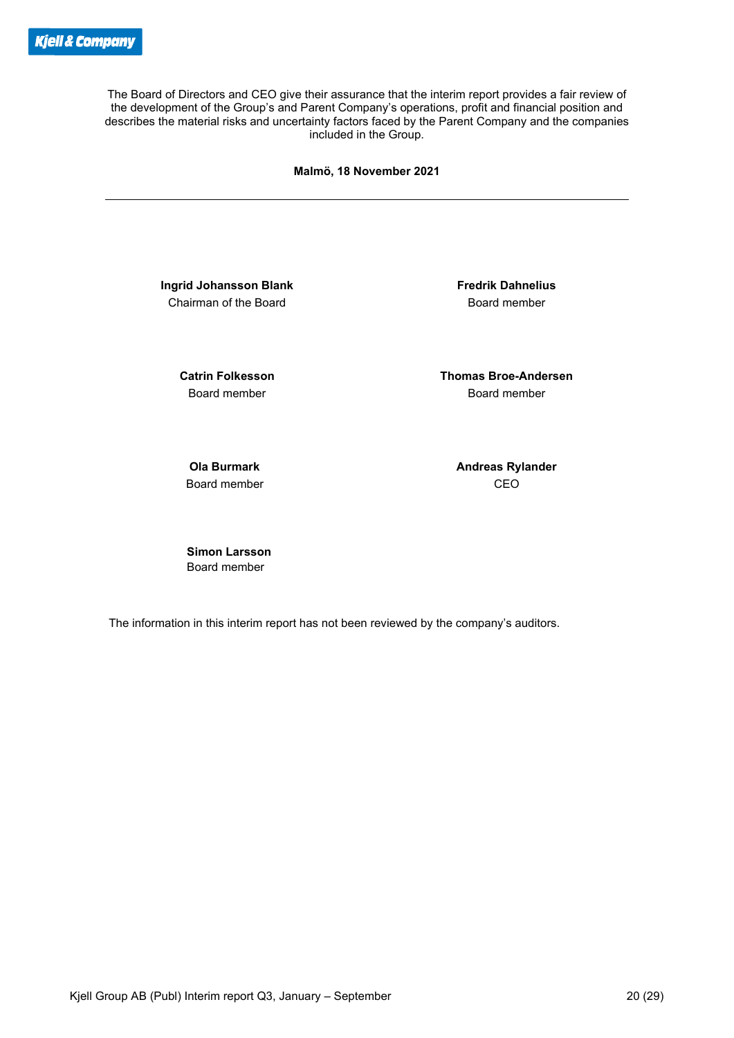The Board of Directors and CEO give their assurance that the interim report provides a fair review of the development of the Group's and Parent Company's operations, profit and financial position and describes the material risks and uncertainty factors faced by the Parent Company and the companies included in the Group.

**Malmö, 18 November 2021**

---

**Ingrid Johansson Blank**
Chairman of the Board

**Fredrik Dahnelius**
Board member

**Catrin Folkesson**
Board member

**Thomas Broe-Andersen**
Board member

**Ola Burmark**
Board member

**Andreas Rylander**
CEO

**Simon Larsson**
Board member

The information in this interim report has not been reviewed by the company's auditors.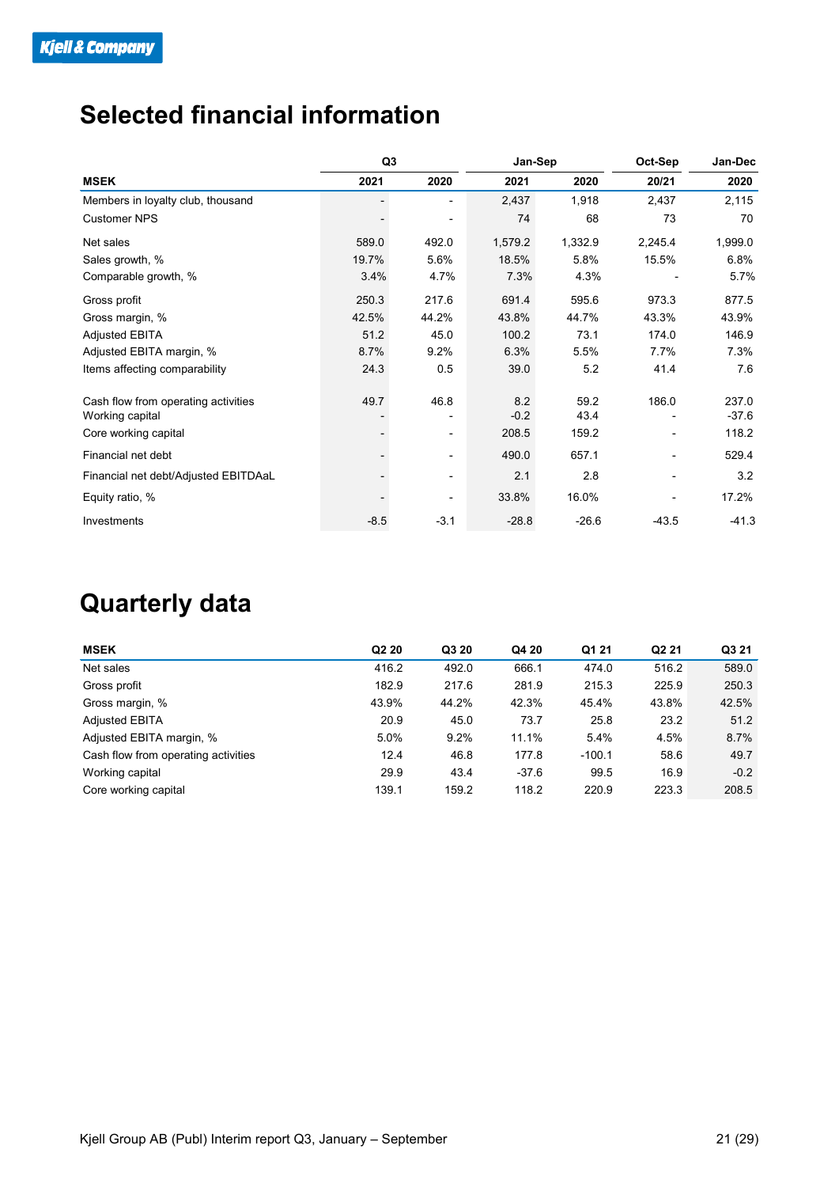# Selected financial information

| MSEK | Q3 2021 | Q3 2020 | Jan-Sep 2021 | Jan-Sep 2020 | Oct-Sep 20/21 | Jan-Dec 2020 |
|---|---|---|---|---|---|---|
| Members in loyalty club, thousand | - | - | 2,437 | 1,918 | 2,437 | 2,115 |
| Customer NPS | - | - | 74 | 68 | 73 | 70 |
| Net sales | 589.0 | 492.0 | 1,579.2 | 1,332.9 | 2,245.4 | 1,999.0 |
| Sales growth, % | 19.7% | 5.6% | 18.5% | 5.8% | 15.5% | 6.8% |
| Comparable growth, % | 3.4% | 4.7% | 7.3% | 4.3% | - | 5.7% |
| Gross profit | 250.3 | 217.6 | 691.4 | 595.6 | 973.3 | 877.5 |
| Gross margin, % | 42.5% | 44.2% | 43.8% | 44.7% | 43.3% | 43.9% |
| Adjusted EBITA | 51.2 | 45.0 | 100.2 | 73.1 | 174.0 | 146.9 |
| Adjusted EBITA margin, % | 8.7% | 9.2% | 6.3% | 5.5% | 7.7% | 7.3% |
| Items affecting comparability | 24.3 | 0.5 | 39.0 | 5.2 | 41.4 | 7.6 |
| Cash flow from operating activities | 49.7 | 46.8 | 8.2 | 59.2 | 186.0 | 237.0 |
| Working capital | - | - | -0.2 | 43.4 | - | -37.6 |
| Core working capital | - | - | 208.5 | 159.2 | - | 118.2 |
| Financial net debt | - | - | 490.0 | 657.1 | - | 529.4 |
| Financial net debt/Adjusted EBITDAaL | - | - | 2.1 | 2.8 | - | 3.2 |
| Equity ratio, % | - | - | 33.8% | 16.0% | - | 17.2% |
| Investments | -8.5 | -3.1 | -28.8 | -26.6 | -43.5 | -41.3 |

# Quarterly data

| MSEK | Q2 20 | Q3 20 | Q4 20 | Q1 21 | Q2 21 | Q3 21 |
|---|---|---|---|---|---|---|
| Net sales | 416.2 | 492.0 | 666.1 | 474.0 | 516.2 | 589.0 |
| Gross profit | 182.9 | 217.6 | 281.9 | 215.3 | 225.9 | 250.3 |
| Gross margin, % | 43.9% | 44.2% | 42.3% | 45.4% | 43.8% | 42.5% |
| Adjusted EBITA | 20.9 | 45.0 | 73.7 | 25.8 | 23.2 | 51.2 |
| Adjusted EBITA margin, % | 5.0% | 9.2% | 11.1% | 5.4% | 4.5% | 8.7% |
| Cash flow from operating activities | 12.4 | 46.8 | 177.8 | -100.1 | 58.6 | 49.7 |
| Working capital | 29.9 | 43.4 | -37.6 | 99.5 | 16.9 | -0.2 |
| Core working capital | 139.1 | 159.2 | 118.2 | 220.9 | 223.3 | 208.5 |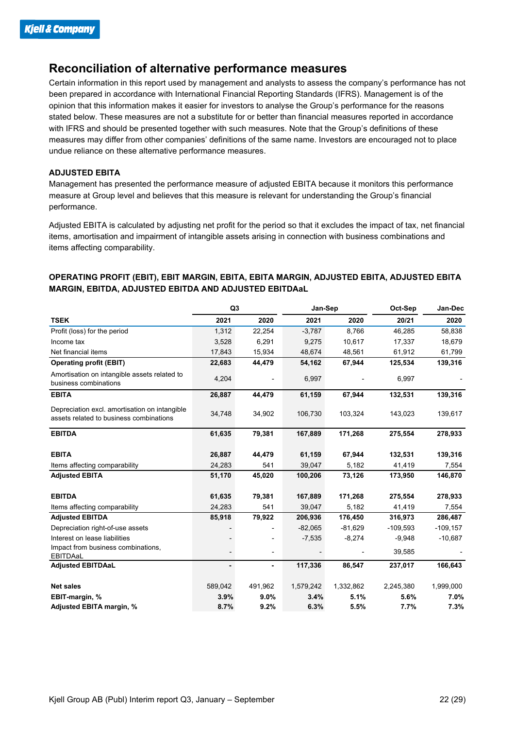## Reconciliation of alternative performance measures

Certain information in this report used by management and analysts to assess the company's performance has not been prepared in accordance with International Financial Reporting Standards (IFRS). Management is of the opinion that this information makes it easier for investors to analyse the Group's performance for the reasons stated below. These measures are not a substitute for or better than financial measures reported in accordance with IFRS and should be presented together with such measures. Note that the Group's definitions of these measures may differ from other companies' definitions of the same name. Investors are encouraged not to place undue reliance on these alternative performance measures.

### ADJUSTED EBITA

Management has presented the performance measure of adjusted EBITA because it monitors this performance measure at Group level and believes that this measure is relevant for understanding the Group's financial performance.

Adjusted EBITA is calculated by adjusting net profit for the period so that it excludes the impact of tax, net financial items, amortisation and impairment of intangible assets arising in connection with business combinations and items affecting comparability.

### OPERATING PROFIT (EBIT), EBIT MARGIN, EBITA, EBITA MARGIN, ADJUSTED EBITA, ADJUSTED EBITA MARGIN, EBITDA, ADJUSTED EBITDA AND ADJUSTED EBITDAaL

| | Q3 | | Jan-Sep | | Oct-Sep | Jan-Dec |
|---|---|---|---|---|---|---|
| **TSEK** | **2021** | **2020** | **2021** | **2020** | **20/21** | **2020** |
| Profit (loss) for the period | 1,312 | 22,254 | -3,787 | 8,766 | 46,285 | 58,838 |
| Income tax | 3,528 | 6,291 | 9,275 | 10,617 | 17,337 | 18,679 |
| Net financial items | 17,843 | 15,934 | 48,674 | 48,561 | 61,912 | 61,799 |
| **Operating profit (EBIT)** | **22,683** | **44,479** | **54,162** | **67,944** | **125,534** | **139,316** |
| Amortisation on intangible assets related to business combinations | 4,204 | - | 6,997 | - | 6,997 | - |
| **EBITA** | **26,887** | **44,479** | **61,159** | **67,944** | **132,531** | **139,316** |
| Depreciation excl. amortisation on intangible assets related to business combinations | 34,748 | 34,902 | 106,730 | 103,324 | 143,023 | 139,617 |
| **EBITDA** | **61,635** | **79,381** | **167,889** | **171,268** | **275,554** | **278,933** |
| | | | | | | |
| **EBITA** | **26,887** | **44,479** | **61,159** | **67,944** | **132,531** | **139,316** |
| Items affecting comparability | 24,283 | 541 | 39,047 | 5,182 | 41,419 | 7,554 |
| **Adjusted EBITA** | **51,170** | **45,020** | **100,206** | **73,126** | **173,950** | **146,870** |
| | | | | | | |
| **EBITDA** | **61,635** | **79,381** | **167,889** | **171,268** | **275,554** | **278,933** |
| Items affecting comparability | 24,283 | 541 | 39,047 | 5,182 | 41,419 | 7,554 |
| **Adjusted EBITDA** | **85,918** | **79,922** | **206,936** | **176,450** | **316,973** | **286,487** |
| Depreciation right-of-use assets | - | - | -82,065 | -81,629 | -109,593 | -109,157 |
| Interest on lease liabilities | - | - | -7,535 | -8,274 | -9,948 | -10,687 |
| Impact from business combinations, EBITDAaL | - | - | - | - | 39,585 | - |
| **Adjusted EBITDAaL** | **-** | **-** | **117,336** | **86,547** | **237,017** | **166,643** |
| | | | | | | |
| **Net sales** | 589,042 | 491,962 | 1,579,242 | 1,332,862 | 2,245,380 | 1,999,000 |
| **EBIT-margin, %** | **3.9%** | **9.0%** | **3.4%** | **5.1%** | **5.6%** | **7.0%** |
| **Adjusted EBITA margin, %** | **8.7%** | **9.2%** | **6.3%** | **5.5%** | **7.7%** | **7.3%** |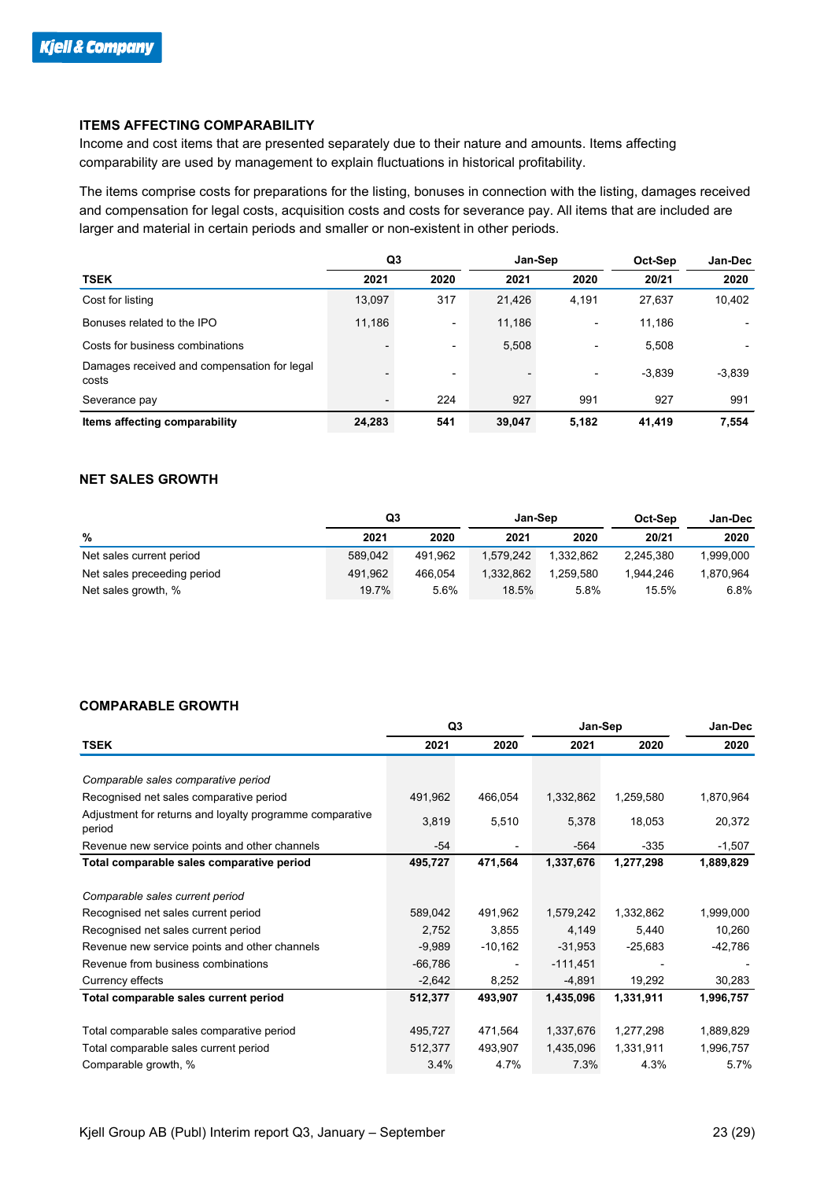## ITEMS AFFECTING COMPARABILITY

Income and cost items that are presented separately due to their nature and amounts. Items affecting comparability are used by management to explain fluctuations in historical profitability.

The items comprise costs for preparations for the listing, bonuses in connection with the listing, damages received and compensation for legal costs, acquisition costs and costs for severance pay. All items that are included are larger and material in certain periods and smaller or non-existent in other periods.

| | Q3 | | Jan-Sep | | Oct-Sep | Jan-Dec |
|---|---|---|---|---|---|---|
| **TSEK** | **2021** | **2020** | **2021** | **2020** | **20/21** | **2020** |
| Cost for listing | 13,097 | 317 | 21,426 | 4,191 | 27,637 | 10,402 |
| Bonuses related to the IPO | 11,186 | - | 11,186 | - | 11,186 | - |
| Costs for business combinations | - | - | 5,508 | - | 5,508 | - |
| Damages received and compensation for legal costs | - | - | - | - | -3,839 | -3,839 |
| Severance pay | - | 224 | 927 | 991 | 927 | 991 |
| **Items affecting comparability** | **24,283** | **541** | **39,047** | **5,182** | **41,419** | **7,554** |

## NET SALES GROWTH

| | Q3 | | Jan-Sep | | Oct-Sep | Jan-Dec |
|---|---|---|---|---|---|---|
| **%** | **2021** | **2020** | **2021** | **2020** | **20/21** | **2020** |
| Net sales current period | 589,042 | 491,962 | 1,579,242 | 1,332,862 | 2,245,380 | 1,999,000 |
| Net sales preceeding period | 491,962 | 466,054 | 1,332,862 | 1,259,580 | 1,944,246 | 1,870,964 |
| Net sales growth, % | 19.7% | 5.6% | 18.5% | 5.8% | 15.5% | 6.8% |

## COMPARABLE GROWTH

| | Q3 | | Jan-Sep | | Jan-Dec |
|---|---|---|---|---|---|
| **TSEK** | **2021** | **2020** | **2021** | **2020** | **2020** |
| *Comparable sales comparative period* | | | | | |
| Recognised net sales comparative period | 491,962 | 466,054 | 1,332,862 | 1,259,580 | 1,870,964 |
| Adjustment for returns and loyalty programme comparative period | 3,819 | 5,510 | 5,378 | 18,053 | 20,372 |
| Revenue new service points and other channels | -54 | - | -564 | -335 | -1,507 |
| **Total comparable sales comparative period** | **495,727** | **471,564** | **1,337,676** | **1,277,298** | **1,889,829** |
| *Comparable sales current period* | | | | | |
| Recognised net sales current period | 589,042 | 491,962 | 1,579,242 | 1,332,862 | 1,999,000 |
| Recognised net sales current period | 2,752 | 3,855 | 4,149 | 5,440 | 10,260 |
| Revenue new service points and other channels | -9,989 | -10,162 | -31,953 | -25,683 | -42,786 |
| Revenue from business combinations | -66,786 | - | -111,451 | - | - |
| Currency effects | -2,642 | 8,252 | -4,891 | 19,292 | 30,283 |
| **Total comparable sales current period** | **512,377** | **493,907** | **1,435,096** | **1,331,911** | **1,996,757** |
| Total comparable sales comparative period | 495,727 | 471,564 | 1,337,676 | 1,277,298 | 1,889,829 |
| Total comparable sales current period | 512,377 | 493,907 | 1,435,096 | 1,331,911 | 1,996,757 |
| Comparable growth, % | 3.4% | 4.7% | 7.3% | 4.3% | 5.7% |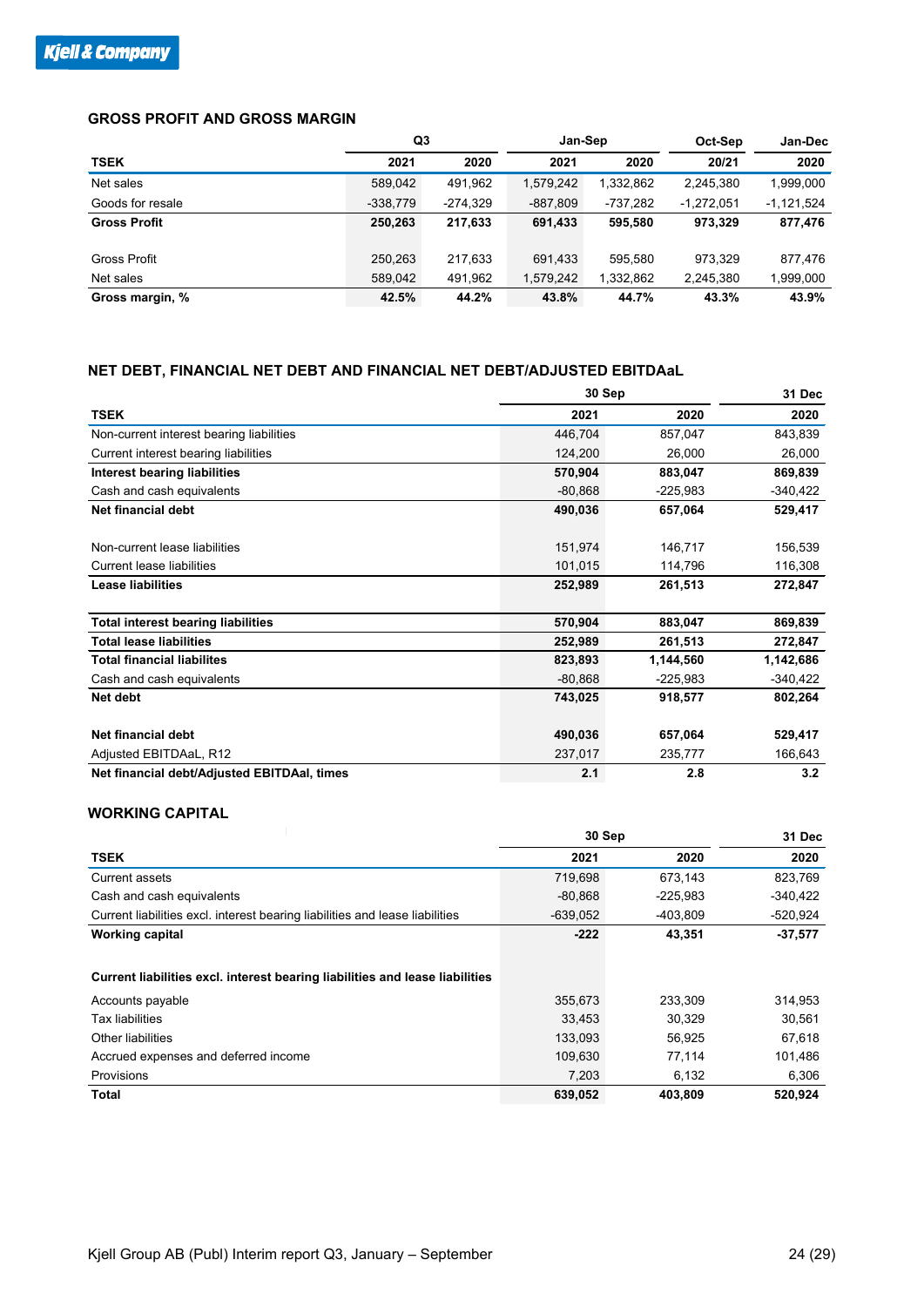### GROSS PROFIT AND GROSS MARGIN

| | Q3 | | Jan-Sep | | Oct-Sep | Jan-Dec |
|---|---|---|---|---|---|---|
| **TSEK** | **2021** | **2020** | **2021** | **2020** | **20/21** | **2020** |
| Net sales | 589,042 | 491,962 | 1,579,242 | 1,332,862 | 2,245,380 | 1,999,000 |
| Goods for resale | -338,779 | -274,329 | -887,809 | -737,282 | -1,272,051 | -1,121,524 |
| **Gross Profit** | **250,263** | **217,633** | **691,433** | **595,580** | **973,329** | **877,476** |
| | | | | | | |
| Gross Profit | 250,263 | 217,633 | 691,433 | 595,580 | 973,329 | 877,476 |
| Net sales | 589,042 | 491,962 | 1,579,242 | 1,332,862 | 2,245,380 | 1,999,000 |
| **Gross margin, %** | **42.5%** | **44.2%** | **43.8%** | **44.7%** | **43.3%** | **43.9%** |

### NET DEBT, FINANCIAL NET DEBT AND FINANCIAL NET DEBT/ADJUSTED EBITDAaL

| | 30 Sep | | 31 Dec |
|---|---|---|---|
| **TSEK** | **2021** | **2020** | **2020** |
| Non-current interest bearing liabilities | 446,704 | 857,047 | 843,839 |
| Current interest bearing liabilities | 124,200 | 26,000 | 26,000 |
| **Interest bearing liabilities** | **570,904** | **883,047** | **869,839** |
| Cash and cash equivalents | -80,868 | -225,983 | -340,422 |
| **Net financial debt** | **490,036** | **657,064** | **529,417** |
| | | | |
| Non-current lease liabilities | 151,974 | 146,717 | 156,539 |
| Current lease liabilities | 101,015 | 114,796 | 116,308 |
| **Lease liabilities** | **252,989** | **261,513** | **272,847** |
| | | | |
| **Total interest bearing liabilities** | **570,904** | **883,047** | **869,839** |
| **Total lease liabilities** | **252,989** | **261,513** | **272,847** |
| **Total financial liabilites** | **823,893** | **1,144,560** | **1,142,686** |
| Cash and cash equivalents | -80,868 | -225,983 | -340,422 |
| **Net debt** | **743,025** | **918,577** | **802,264** |
| | | | |
| **Net financial debt** | **490,036** | **657,064** | **529,417** |
| Adjusted EBITDAaL, R12 | 237,017 | 235,777 | 166,643 |
| **Net financial debt/Adjusted EBITDAal, times** | **2.1** | **2.8** | **3.2** |

### WORKING CAPITAL

| | 30 Sep | | 31 Dec |
|---|---|---|---|
| **TSEK** | **2021** | **2020** | **2020** |
| Current assets | 719,698 | 673,143 | 823,769 |
| Cash and cash equivalents | -80,868 | -225,983 | -340,422 |
| Current liabilities excl. interest bearing liabilities and lease liabilities | -639,052 | -403,809 | -520,924 |
| **Working capital** | **-222** | **43,351** | **-37,577** |
| | | | |
| **Current liabilities excl. interest bearing liabilities and lease liabilities** | | | |
| Accounts payable | 355,673 | 233,309 | 314,953 |
| Tax liabilities | 33,453 | 30,329 | 30,561 |
| Other liabilities | 133,093 | 56,925 | 67,618 |
| Accrued expenses and deferred income | 109,630 | 77,114 | 101,486 |
| Provisions | 7,203 | 6,132 | 6,306 |
| **Total** | **639,052** | **403,809** | **520,924** |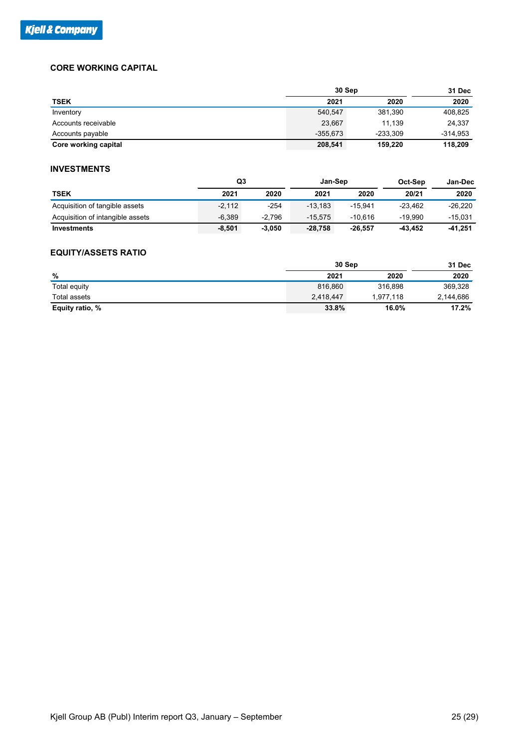## CORE WORKING CAPITAL

| | 30 Sep | | 31 Dec |
|---|---|---|---|
| **TSEK** | **2021** | **2020** | **2020** |
| Inventory | 540,547 | 381,390 | 408,825 |
| Accounts receivable | 23,667 | 11,139 | 24,337 |
| Accounts payable | -355,673 | -233,309 | -314,953 |
| **Core working capital** | **208,541** | **159,220** | **118,209** |

## INVESTMENTS

| | Q3 | | Jan-Sep | | Oct-Sep | Jan-Dec |
|---|---|---|---|---|---|---|
| **TSEK** | **2021** | **2020** | **2021** | **2020** | **20/21** | **2020** |
| Acquisition of tangible assets | -2,112 | -254 | -13,183 | -15,941 | -23,462 | -26,220 |
| Acquisition of intangible assets | -6,389 | -2,796 | -15,575 | -10,616 | -19,990 | -15,031 |
| **Investments** | **-8,501** | **-3,050** | **-28,758** | **-26,557** | **-43,452** | **-41,251** |

## EQUITY/ASSETS RATIO

| | 30 Sep | | 31 Dec |
|---|---|---|---|
| **%** | **2021** | **2020** | **2020** |
| Total equity | 816,860 | 316,898 | 369,328 |
| Total assets | 2,418,447 | 1,977,118 | 2,144,686 |
| **Equity ratio, %** | **33.8%** | **16.0%** | **17.2%** |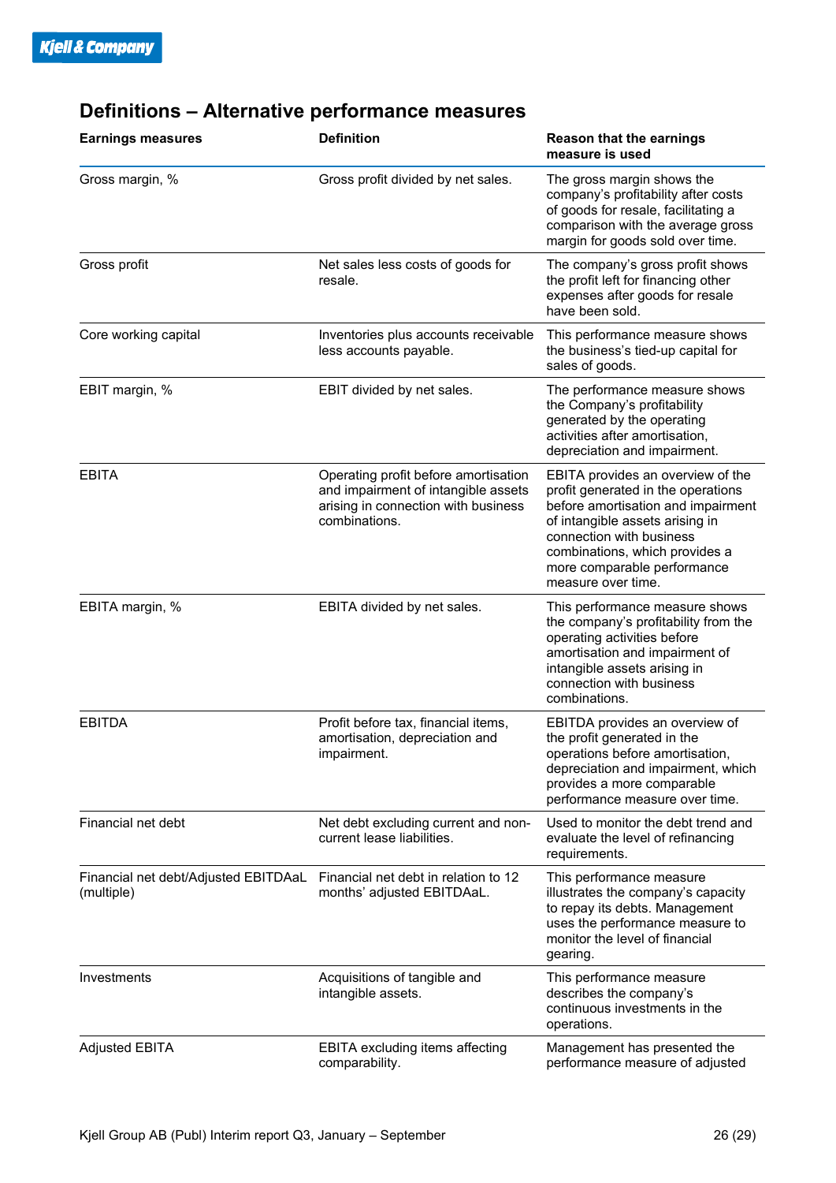## Definitions – Alternative performance measures

| Earnings measures | Definition | Reason that the earnings measure is used |
|---|---|---|
| Gross margin, % | Gross profit divided by net sales. | The gross margin shows the company's profitability after costs of goods for resale, facilitating a comparison with the average gross margin for goods sold over time. |
| Gross profit | Net sales less costs of goods for resale. | The company's gross profit shows the profit left for financing other expenses after goods for resale have been sold. |
| Core working capital | Inventories plus accounts receivable less accounts payable. | This performance measure shows the business's tied-up capital for sales of goods. |
| EBIT margin, % | EBIT divided by net sales. | The performance measure shows the Company's profitability generated by the operating activities after amortisation, depreciation and impairment. |
| EBITA | Operating profit before amortisation and impairment of intangible assets arising in connection with business combinations. | EBITA provides an overview of the profit generated in the operations before amortisation and impairment of intangible assets arising in connection with business combinations, which provides a more comparable performance measure over time. |
| EBITA margin, % | EBITA divided by net sales. | This performance measure shows the company's profitability from the operating activities before amortisation and impairment of intangible assets arising in connection with business combinations. |
| EBITDA | Profit before tax, financial items, amortisation, depreciation and impairment. | EBITDA provides an overview of the profit generated in the operations before amortisation, depreciation and impairment, which provides a more comparable performance measure over time. |
| Financial net debt | Net debt excluding current and non-current lease liabilities. | Used to monitor the debt trend and evaluate the level of refinancing requirements. |
| Financial net debt/Adjusted EBITDAaL (multiple) | Financial net debt in relation to 12 months' adjusted EBITDAaL. | This performance measure illustrates the company's capacity to repay its debts. Management uses the performance measure to monitor the level of financial gearing. |
| Investments | Acquisitions of tangible and intangible assets. | This performance measure describes the company's continuous investments in the operations. |
| Adjusted EBITA | EBITA excluding items affecting comparability. | Management has presented the performance measure of adjusted |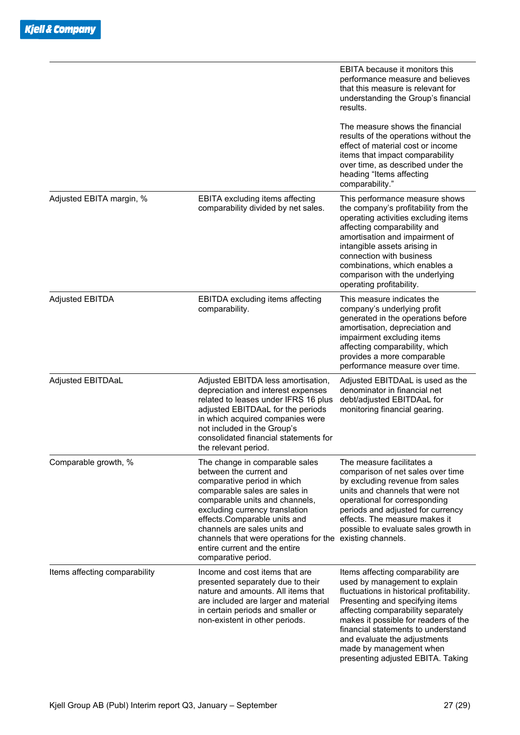| | | |
|---|---|---|
| | | EBITA because it monitors this performance measure and believes that this measure is relevant for understanding the Group's financial results.<br><br>The measure shows the financial results of the operations without the effect of material cost or income items that impact comparability over time, as described under the heading "Items affecting comparability." |
| Adjusted EBITA margin, % | EBITA excluding items affecting comparability divided by net sales. | This performance measure shows the company's profitability from the operating activities excluding items affecting comparability and amortisation and impairment of intangible assets arising in connection with business combinations, which enables a comparison with the underlying operating profitability. |
| Adjusted EBITDA | EBITDA excluding items affecting comparability. | This measure indicates the company's underlying profit generated in the operations before amortisation, depreciation and impairment excluding items affecting comparability, which provides a more comparable performance measure over time. |
| Adjusted EBITDAaL | Adjusted EBITDA less amortisation, depreciation and interest expenses related to leases under IFRS 16 plus adjusted EBITDAaL for the periods in which acquired companies were not included in the Group's consolidated financial statements for the relevant period. | Adjusted EBITDAaL is used as the denominator in financial net debt/adjusted EBITDAaL for monitoring financial gearing. |
| Comparable growth, % | The change in comparable sales between the current and comparative period in which comparable sales are sales in comparable units and channels, excluding currency translation effects.Comparable units and channels are sales units and channels that were operations for the entire current and the entire comparative period. | The measure facilitates a comparison of net sales over time by excluding revenue from sales units and channels that were not operational for corresponding periods and adjusted for currency effects. The measure makes it possible to evaluate sales growth in existing channels. |
| Items affecting comparability | Income and cost items that are presented separately due to their nature and amounts. All items that are included are larger and material in certain periods and smaller or non-existent in other periods. | Items affecting comparability are used by management to explain fluctuations in historical profitability. Presenting and specifying items affecting comparability separately makes it possible for readers of the financial statements to understand and evaluate the adjustments made by management when presenting adjusted EBITA. Taking |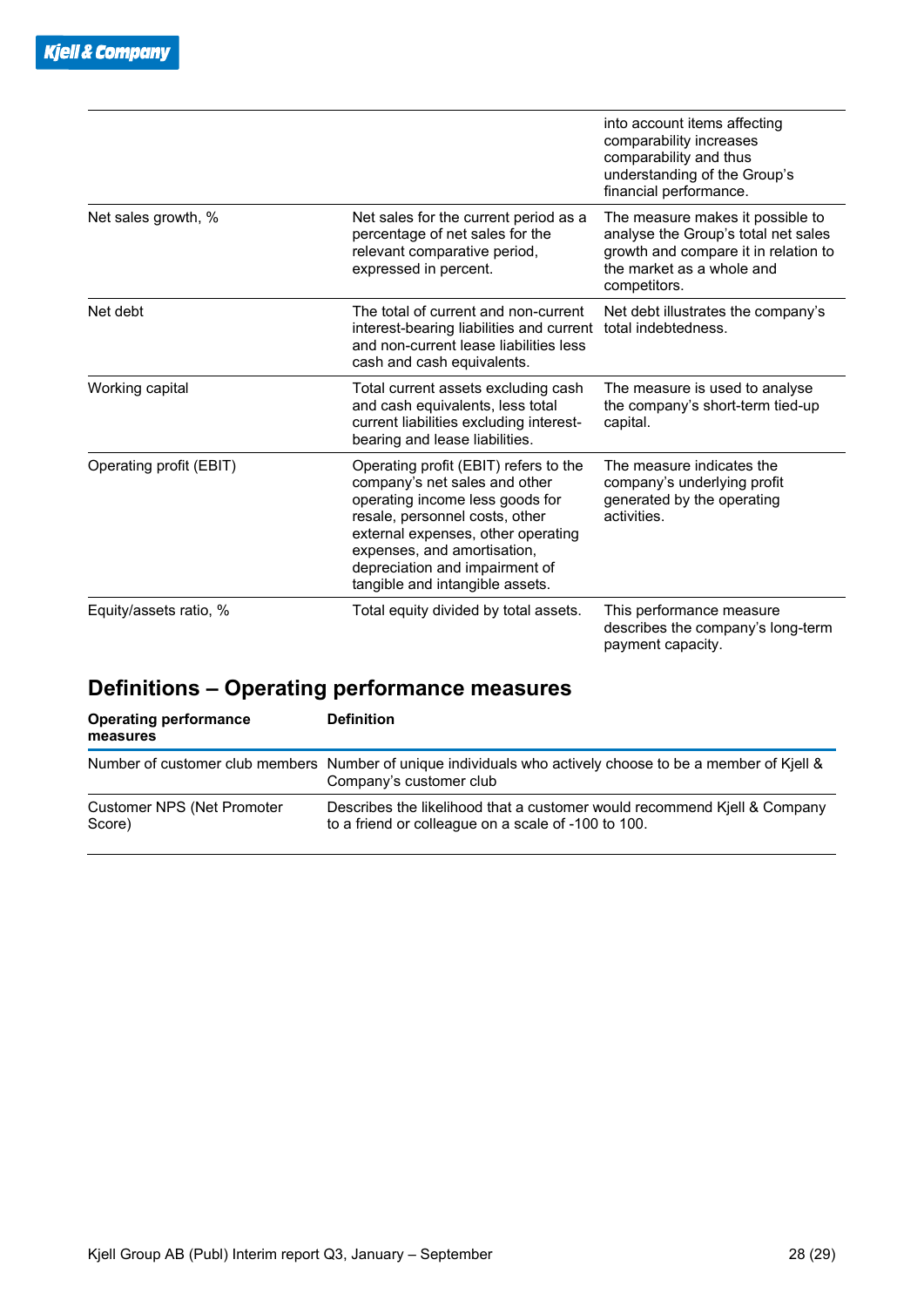|  |  |  |
|---|---|---|
|  |  | into account items affecting comparability increases comparability and thus understanding of the Group's financial performance. |
| Net sales growth, % | Net sales for the current period as a percentage of net sales for the relevant comparative period, expressed in percent. | The measure makes it possible to analyse the Group's total net sales growth and compare it in relation to the market as a whole and competitors. |
| Net debt | The total of current and non-current interest-bearing liabilities and current and non-current lease liabilities less cash and cash equivalents. | Net debt illustrates the company's total indebtedness. |
| Working capital | Total current assets excluding cash and cash equivalents, less total current liabilities excluding interest-bearing and lease liabilities. | The measure is used to analyse the company's short-term tied-up capital. |
| Operating profit (EBIT) | Operating profit (EBIT) refers to the company's net sales and other operating income less goods for resale, personnel costs, other external expenses, other operating expenses, and amortisation, depreciation and impairment of tangible and intangible assets. | The measure indicates the company's underlying profit generated by the operating activities. |
| Equity/assets ratio, % | Total equity divided by total assets. | This performance measure describes the company's long-term payment capacity. |

## Definitions – Operating performance measures

| Operating performance measures | Definition |
|---|---|
| Number of customer club members | Number of unique individuals who actively choose to be a member of Kjell & Company's customer club |
| Customer NPS (Net Promoter Score) | Describes the likelihood that a customer would recommend Kjell & Company to a friend or colleague on a scale of -100 to 100. |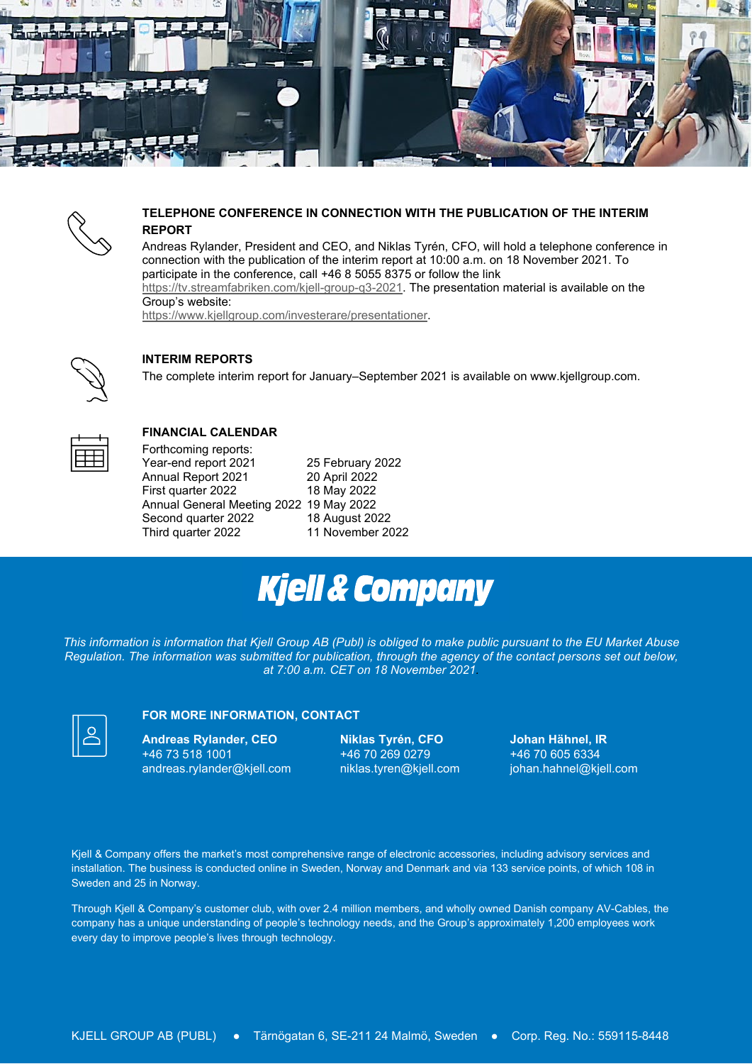## TELEPHONE CONFERENCE IN CONNECTION WITH THE PUBLICATION OF THE INTERIM REPORT

Andreas Rylander, President and CEO, and Niklas Tyrén, CFO, will hold a telephone conference in connection with the publication of the interim report at 10:00 a.m. on 18 November 2021. To participate in the conference, call +46 8 5055 8375 or follow the link https://tv.streamfabriken.com/kjell-group-q3-2021. The presentation material is available on the Group's website: https://www.kjellgroup.com/investerare/presentationer.

## INTERIM REPORTS

The complete interim report for January–September 2021 is available on www.kjellgroup.com.

## FINANCIAL CALENDAR

Forthcoming reports:

| | |
|---|---|
| Year-end report 2021 | 25 February 2022 |
| Annual Report 2021 | 20 April 2022 |
| First quarter 2022 | 18 May 2022 |
| Annual General Meeting 2022 | 19 May 2022 |
| Second quarter 2022 | 18 August 2022 |
| Third quarter 2022 | 11 November 2022 |

**Kjell & Company**

*This information is information that Kjell Group AB (Publ) is obliged to make public pursuant to the EU Market Abuse Regulation. The information was submitted for publication, through the agency of the contact persons set out below, at 7:00 a.m. CET on 18 November 2021.*

## FOR MORE INFORMATION, CONTACT

**Andreas Rylander, CEO**
+46 73 518 1001
andreas.rylander@kjell.com

**Niklas Tyrén, CFO**
+46 70 269 0279
niklas.tyren@kjell.com

**Johan Hähnel, IR**
+46 70 605 6334
johan.hahnel@kjell.com

Kjell & Company offers the market's most comprehensive range of electronic accessories, including advisory services and installation. The business is conducted online in Sweden, Norway and Denmark and via 133 service points, of which 108 in Sweden and 25 in Norway.

Through Kjell & Company's customer club, with over 2.4 million members, and wholly owned Danish company AV-Cables, the company has a unique understanding of people's technology needs, and the Group's approximately 1,200 employees work every day to improve people's lives through technology.

KJELL GROUP AB (PUBL) ● Tärnögatan 6, SE-211 24 Malmö, Sweden ● Corp. Reg. No.: 559115-8448